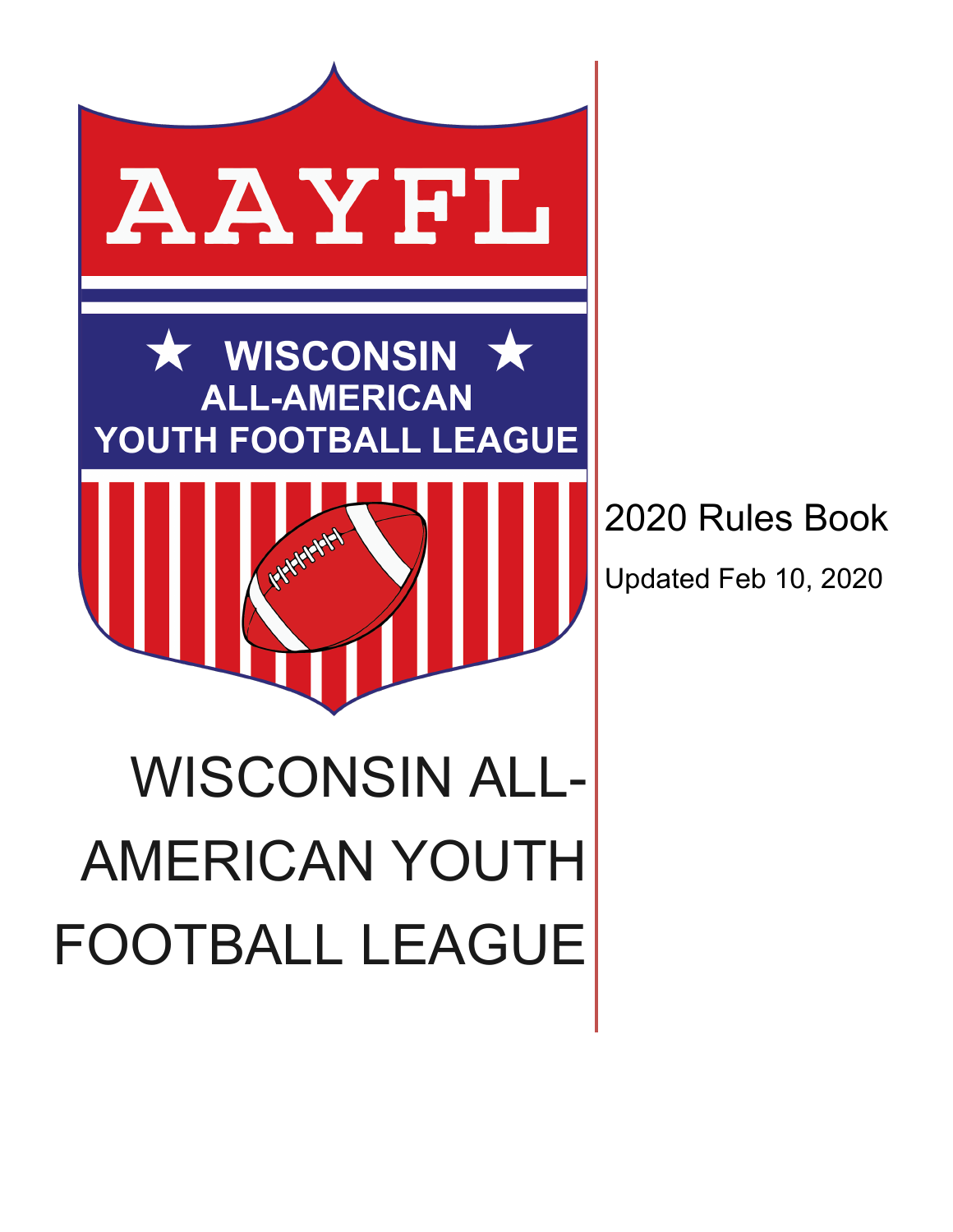AAYFL

★ WISCONSIN ★
ALL-AMERICAN
YOUTH FOOTBALL LEAGUE

2020 Rules Book

Updated Feb 10, 2020

# WISCONSIN ALL-AMERICAN YOUTH FOOTBALL LEAGUE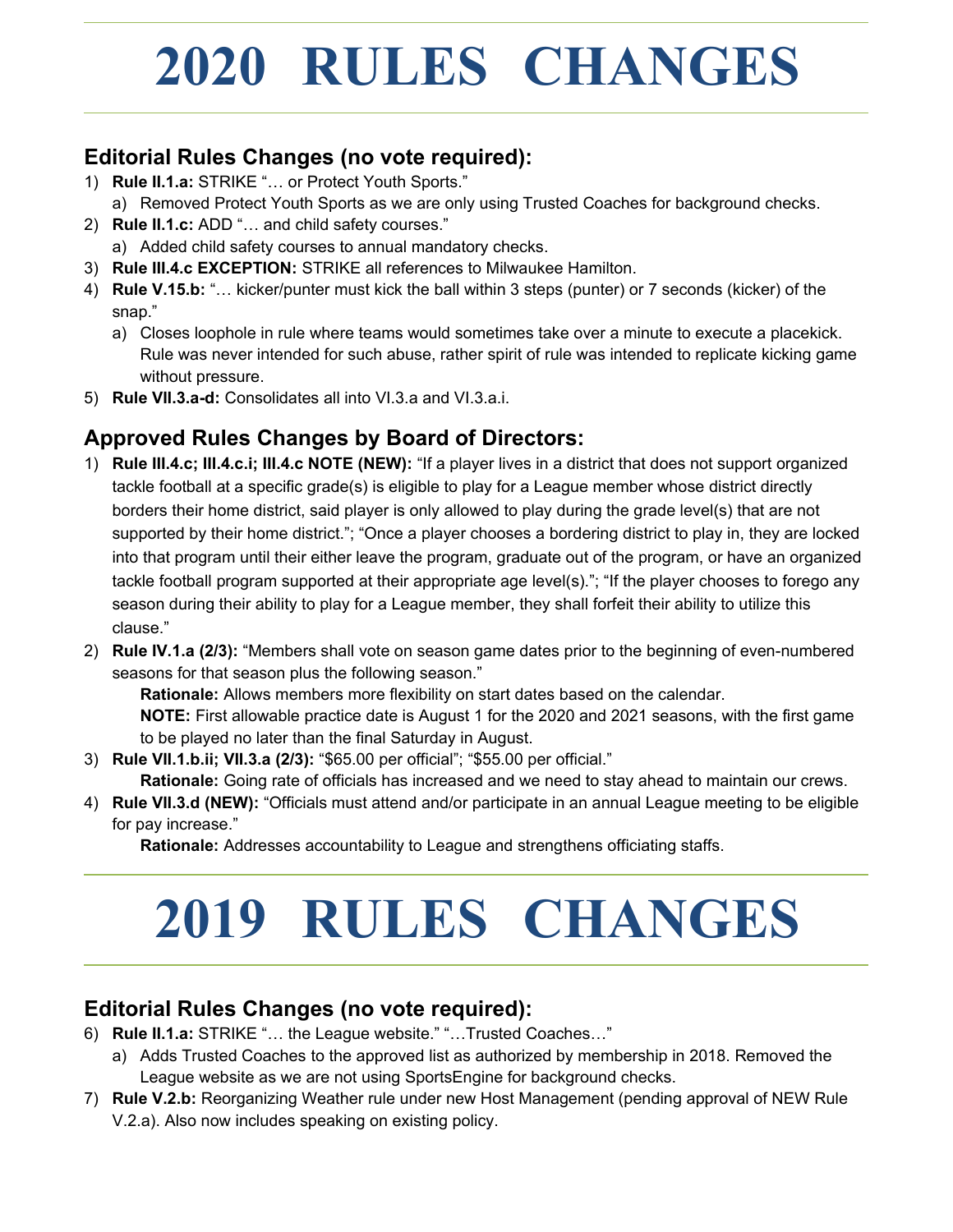# 2020 RULES CHANGES

## Editorial Rules Changes (no vote required):

1) **Rule II.1.a:** STRIKE "… or Protect Youth Sports."
   a) Removed Protect Youth Sports as we are only using Trusted Coaches for background checks.
2) **Rule II.1.c:** ADD "… and child safety courses."
   a) Added child safety courses to annual mandatory checks.
3) **Rule III.4.c EXCEPTION:** STRIKE all references to Milwaukee Hamilton.
4) **Rule V.15.b:** "… kicker/punter must kick the ball within 3 steps (punter) or 7 seconds (kicker) of the snap."
   a) Closes loophole in rule where teams would sometimes take over a minute to execute a placekick. Rule was never intended for such abuse, rather spirit of rule was intended to replicate kicking game without pressure.
5) **Rule VII.3.a-d:** Consolidates all into VI.3.a and VI.3.a.i.

## Approved Rules Changes by Board of Directors:

1) **Rule III.4.c; III.4.c.i; III.4.c NOTE (NEW):** "If a player lives in a district that does not support organized tackle football at a specific grade(s) is eligible to play for a League member whose district directly borders their home district, said player is only allowed to play during the grade level(s) that are not supported by their home district."; "Once a player chooses a bordering district to play in, they are locked into that program until their either leave the program, graduate out of the program, or have an organized tackle football program supported at their appropriate age level(s)."; "If the player chooses to forego any season during their ability to play for a League member, they shall forfeit their ability to utilize this clause."
2) **Rule IV.1.a (2/3):** "Members shall vote on season game dates prior to the beginning of even-numbered seasons for that season plus the following season."
   **Rationale:** Allows members more flexibility on start dates based on the calendar.
   **NOTE:** First allowable practice date is August 1 for the 2020 and 2021 seasons, with the first game to be played no later than the final Saturday in August.
3) **Rule VII.1.b.ii; VII.3.a (2/3):** "$65.00 per official"; "$55.00 per official."
   **Rationale:** Going rate of officials has increased and we need to stay ahead to maintain our crews.
4) **Rule VII.3.d (NEW):** "Officials must attend and/or participate in an annual League meeting to be eligible for pay increase."
   **Rationale:** Addresses accountability to League and strengthens officiating staffs.

# 2019 RULES CHANGES

## Editorial Rules Changes (no vote required):

6) **Rule II.1.a:** STRIKE "… the League website." "…Trusted Coaches…"
   a) Adds Trusted Coaches to the approved list as authorized by membership in 2018. Removed the League website as we are not using SportsEngine for background checks.
7) **Rule V.2.b:** Reorganizing Weather rule under new Host Management (pending approval of NEW Rule V.2.a). Also now includes speaking on existing policy.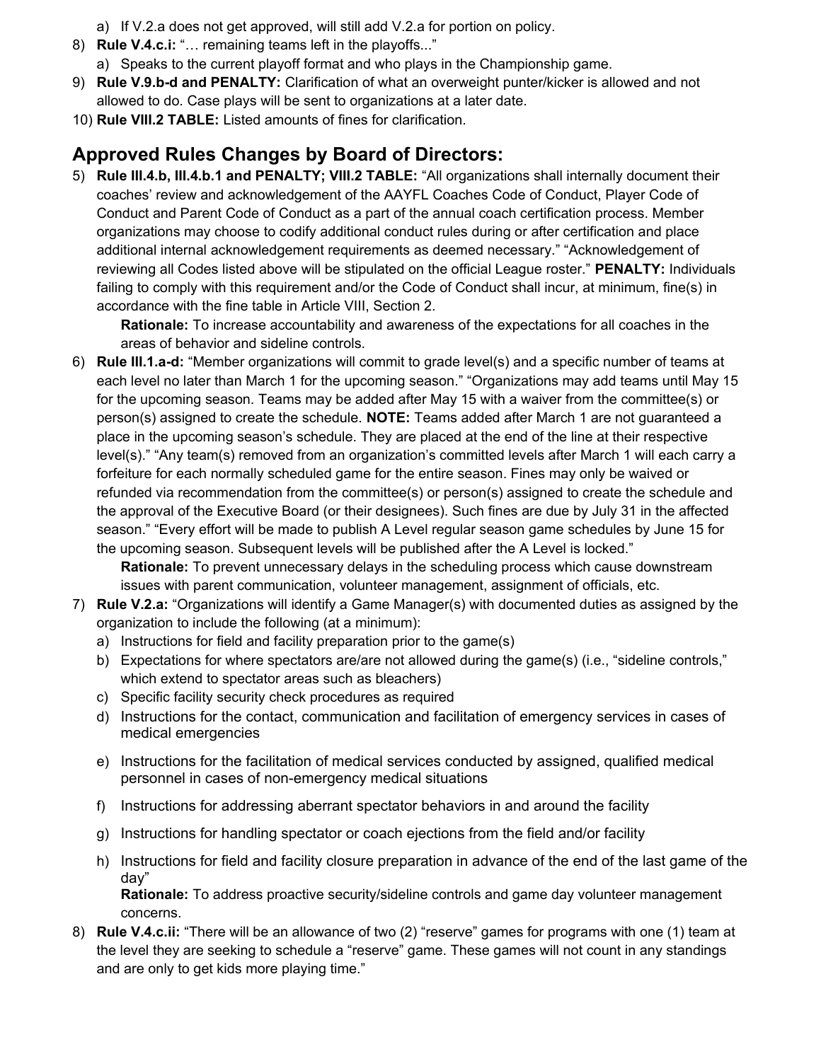a) If V.2.a does not get approved, will still add V.2.a for portion on policy.
8) **Rule V.4.c.i:** "… remaining teams left in the playoffs..."
   a) Speaks to the current playoff format and who plays in the Championship game.
9) **Rule V.9.b-d and PENALTY:** Clarification of what an overweight punter/kicker is allowed and not allowed to do. Case plays will be sent to organizations at a later date.
10) **Rule VIII.2 TABLE:** Listed amounts of fines for clarification.

## Approved Rules Changes by Board of Directors:

5) **Rule III.4.b, III.4.b.1 and PENALTY; VIII.2 TABLE:** "All organizations shall internally document their coaches' review and acknowledgement of the AAYFL Coaches Code of Conduct, Player Code of Conduct and Parent Code of Conduct as a part of the annual coach certification process. Member organizations may choose to codify additional conduct rules during or after certification and place additional internal acknowledgement requirements as deemed necessary." "Acknowledgement of reviewing all Codes listed above will be stipulated on the official League roster." **PENALTY:** Individuals failing to comply with this requirement and/or the Code of Conduct shall incur, at minimum, fine(s) in accordance with the fine table in Article VIII, Section 2.

   **Rationale:** To increase accountability and awareness of the expectations for all coaches in the areas of behavior and sideline controls.

6) **Rule III.1.a-d:** "Member organizations will commit to grade level(s) and a specific number of teams at each level no later than March 1 for the upcoming season." "Organizations may add teams until May 15 for the upcoming season. Teams may be added after May 15 with a waiver from the committee(s) or person(s) assigned to create the schedule. **NOTE:** Teams added after March 1 are not guaranteed a place in the upcoming season's schedule. They are placed at the end of the line at their respective level(s)." "Any team(s) removed from an organization's committed levels after March 1 will each carry a forfeiture for each normally scheduled game for the entire season. Fines may only be waived or refunded via recommendation from the committee(s) or person(s) assigned to create the schedule and the approval of the Executive Board (or their designees). Such fines are due by July 31 in the affected season." "Every effort will be made to publish A Level regular season game schedules by June 15 for the upcoming season. Subsequent levels will be published after the A Level is locked."

   **Rationale:** To prevent unnecessary delays in the scheduling process which cause downstream issues with parent communication, volunteer management, assignment of officials, etc.

7) **Rule V.2.a:** "Organizations will identify a Game Manager(s) with documented duties as assigned by the organization to include the following (at a minimum):
   a) Instructions for field and facility preparation prior to the game(s)
   b) Expectations for where spectators are/are not allowed during the game(s) (i.e., "sideline controls," which extend to spectator areas such as bleachers)
   c) Specific facility security check procedures as required
   d) Instructions for the contact, communication and facilitation of emergency services in cases of medical emergencies
   e) Instructions for the facilitation of medical services conducted by assigned, qualified medical personnel in cases of non-emergency medical situations
   f) Instructions for addressing aberrant spectator behaviors in and around the facility
   g) Instructions for handling spectator or coach ejections from the field and/or facility
   h) Instructions for field and facility closure preparation in advance of the end of the last game of the day"

   **Rationale:** To address proactive security/sideline controls and game day volunteer management concerns.

8) **Rule V.4.c.ii:** "There will be an allowance of two (2) "reserve" games for programs with one (1) team at the level they are seeking to schedule a "reserve" game. These games will not count in any standings and are only to get kids more playing time."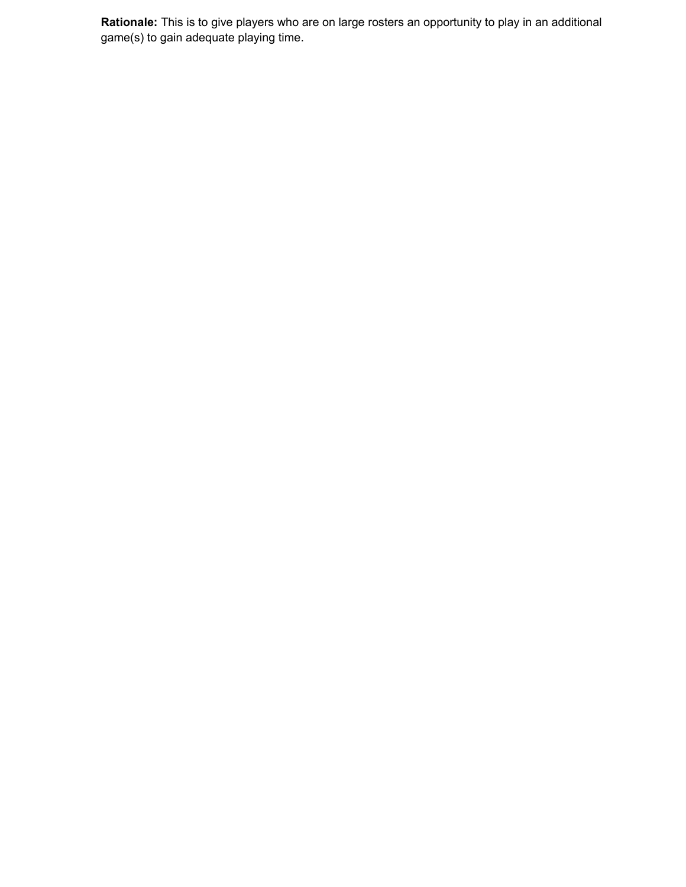**Rationale:** This is to give players who are on large rosters an opportunity to play in an additional game(s) to gain adequate playing time.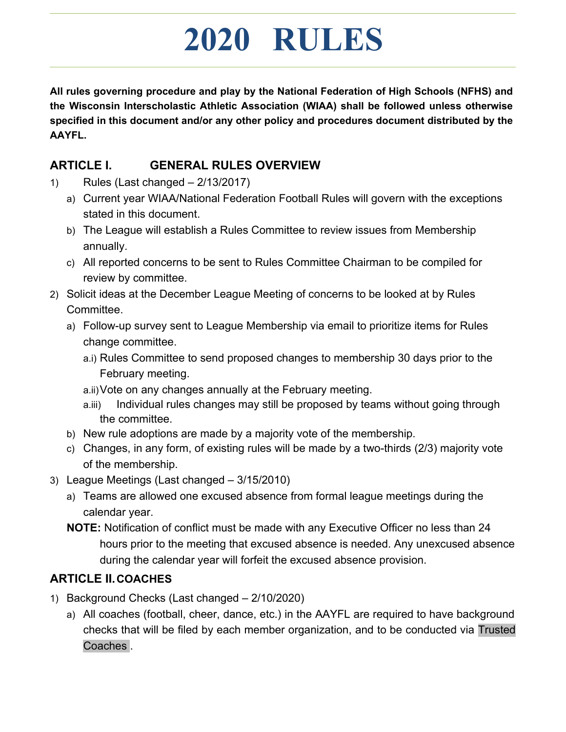# 2020 RULES

**All rules governing procedure and play by the National Federation of High Schools (NFHS) and the Wisconsin Interscholastic Athletic Association (WIAA) shall be followed unless otherwise specified in this document and/or any other policy and procedures document distributed by the AAYFL.**

## ARTICLE I. GENERAL RULES OVERVIEW

1) Rules (Last changed – 2/13/2017)
   a) Current year WIAA/National Federation Football Rules will govern with the exceptions stated in this document.
   b) The League will establish a Rules Committee to review issues from Membership annually.
   c) All reported concerns to be sent to Rules Committee Chairman to be compiled for review by committee.
2) Solicit ideas at the December League Meeting of concerns to be looked at by Rules Committee.
   a) Follow-up survey sent to League Membership via email to prioritize items for Rules change committee.
      a.i) Rules Committee to send proposed changes to membership 30 days prior to the February meeting.
      a.ii) Vote on any changes annually at the February meeting.
      a.iii) Individual rules changes may still be proposed by teams without going through the committee.
   b) New rule adoptions are made by a majority vote of the membership.
   c) Changes, in any form, of existing rules will be made by a two-thirds (2/3) majority vote of the membership.
3) League Meetings (Last changed – 3/15/2010)
   a) Teams are allowed one excused absence from formal league meetings during the calendar year.

   **NOTE:** Notification of conflict must be made with any Executive Officer no less than 24 hours prior to the meeting that excused absence is needed. Any unexcused absence during the calendar year will forfeit the excused absence provision.

## ARTICLE II. COACHES

1) Background Checks (Last changed – 2/10/2020)
   a) All coaches (football, cheer, dance, etc.) in the AAYFL are required to have background checks that will be filed by each member organization, and to be conducted via Trusted Coaches .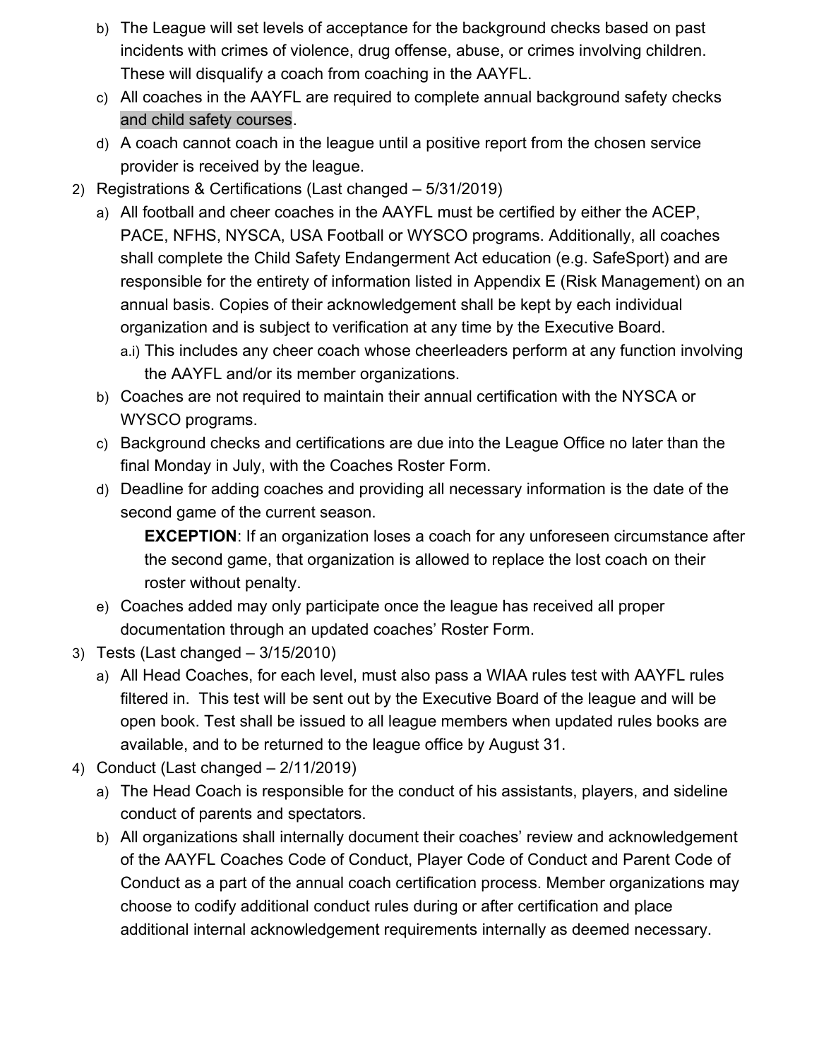b) The League will set levels of acceptance for the background checks based on past incidents with crimes of violence, drug offense, abuse, or crimes involving children. These will disqualify a coach from coaching in the AAYFL.

c) All coaches in the AAYFL are required to complete annual background safety checks and child safety courses.

d) A coach cannot coach in the league until a positive report from the chosen service provider is received by the league.

2) Registrations & Certifications (Last changed – 5/31/2019)

a) All football and cheer coaches in the AAYFL must be certified by either the ACEP, PACE, NFHS, NYSCA, USA Football or WYSCO programs. Additionally, all coaches shall complete the Child Safety Endangerment Act education (e.g. SafeSport) and are responsible for the entirety of information listed in Appendix E (Risk Management) on an annual basis. Copies of their acknowledgement shall be kept by each individual organization and is subject to verification at any time by the Executive Board.

a.i) This includes any cheer coach whose cheerleaders perform at any function involving the AAYFL and/or its member organizations.

b) Coaches are not required to maintain their annual certification with the NYSCA or WYSCO programs.

c) Background checks and certifications are due into the League Office no later than the final Monday in July, with the Coaches Roster Form.

d) Deadline for adding coaches and providing all necessary information is the date of the second game of the current season.

**EXCEPTION**: If an organization loses a coach for any unforeseen circumstance after the second game, that organization is allowed to replace the lost coach on their roster without penalty.

e) Coaches added may only participate once the league has received all proper documentation through an updated coaches' Roster Form.

3) Tests (Last changed – 3/15/2010)

a) All Head Coaches, for each level, must also pass a WIAA rules test with AAYFL rules filtered in. This test will be sent out by the Executive Board of the league and will be open book. Test shall be issued to all league members when updated rules books are available, and to be returned to the league office by August 31.

4) Conduct (Last changed – 2/11/2019)

a) The Head Coach is responsible for the conduct of his assistants, players, and sideline conduct of parents and spectators.

b) All organizations shall internally document their coaches' review and acknowledgement of the AAYFL Coaches Code of Conduct, Player Code of Conduct and Parent Code of Conduct as a part of the annual coach certification process. Member organizations may choose to codify additional conduct rules during or after certification and place additional internal acknowledgement requirements internally as deemed necessary.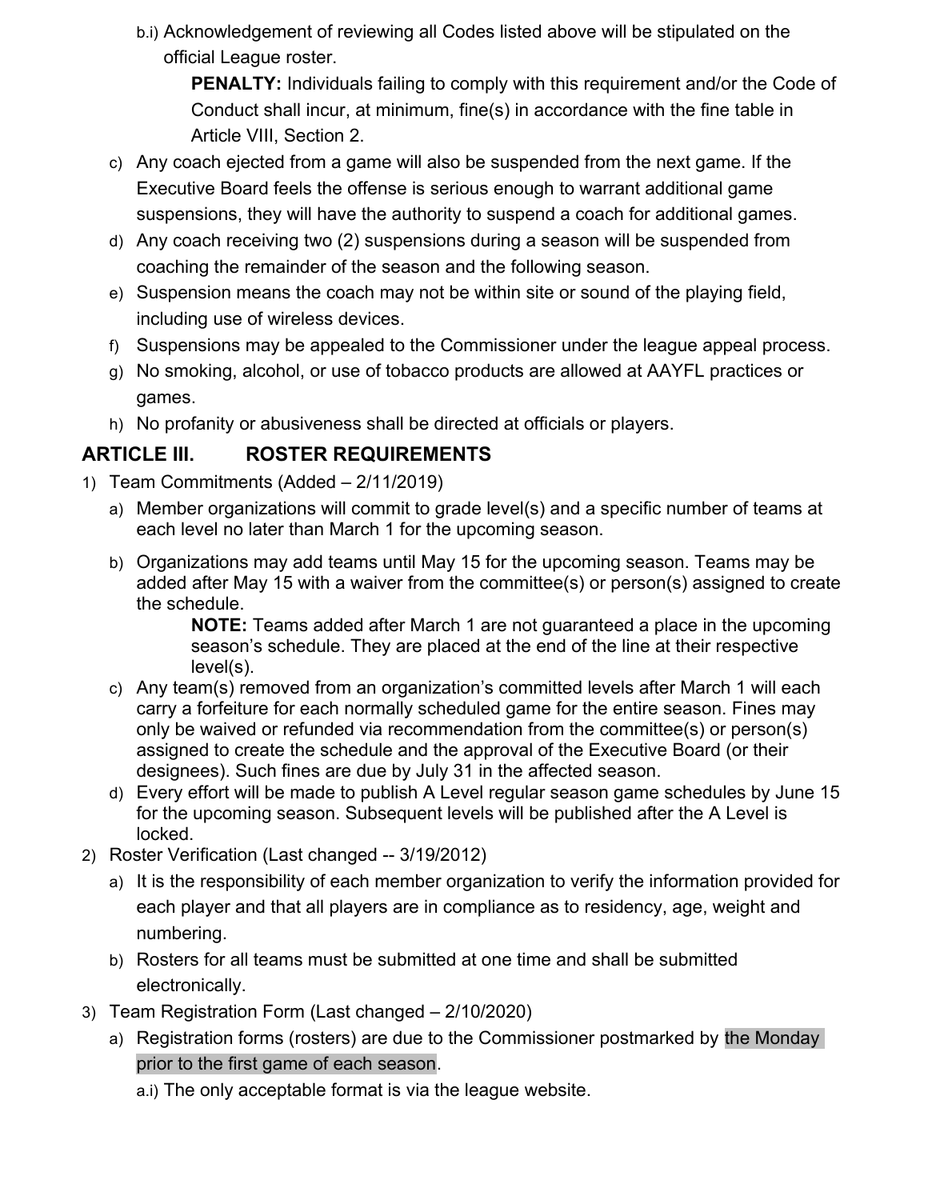b.i) Acknowledgement of reviewing all Codes listed above will be stipulated on the official League roster.

> **PENALTY:** Individuals failing to comply with this requirement and/or the Code of Conduct shall incur, at minimum, fine(s) in accordance with the fine table in Article VIII, Section 2.

c) Any coach ejected from a game will also be suspended from the next game. If the Executive Board feels the offense is serious enough to warrant additional game suspensions, they will have the authority to suspend a coach for additional games.

d) Any coach receiving two (2) suspensions during a season will be suspended from coaching the remainder of the season and the following season.

e) Suspension means the coach may not be within site or sound of the playing field, including use of wireless devices.

f) Suspensions may be appealed to the Commissioner under the league appeal process.

g) No smoking, alcohol, or use of tobacco products are allowed at AAYFL practices or games.

h) No profanity or abusiveness shall be directed at officials or players.

## ARTICLE III. ROSTER REQUIREMENTS

1) Team Commitments (Added – 2/11/2019)

a) Member organizations will commit to grade level(s) and a specific number of teams at each level no later than March 1 for the upcoming season.

b) Organizations may add teams until May 15 for the upcoming season. Teams may be added after May 15 with a waiver from the committee(s) or person(s) assigned to create the schedule.

> **NOTE:** Teams added after March 1 are not guaranteed a place in the upcoming season's schedule. They are placed at the end of the line at their respective level(s).

c) Any team(s) removed from an organization's committed levels after March 1 will each carry a forfeiture for each normally scheduled game for the entire season. Fines may only be waived or refunded via recommendation from the committee(s) or person(s) assigned to create the schedule and the approval of the Executive Board (or their designees). Such fines are due by July 31 in the affected season.

d) Every effort will be made to publish A Level regular season game schedules by June 15 for the upcoming season. Subsequent levels will be published after the A Level is locked.

2) Roster Verification (Last changed -- 3/19/2012)

a) It is the responsibility of each member organization to verify the information provided for each player and that all players are in compliance as to residency, age, weight and numbering.

b) Rosters for all teams must be submitted at one time and shall be submitted electronically.

3) Team Registration Form (Last changed – 2/10/2020)

a) Registration forms (rosters) are due to the Commissioner postmarked by the Monday prior to the first game of each season.

a.i) The only acceptable format is via the league website.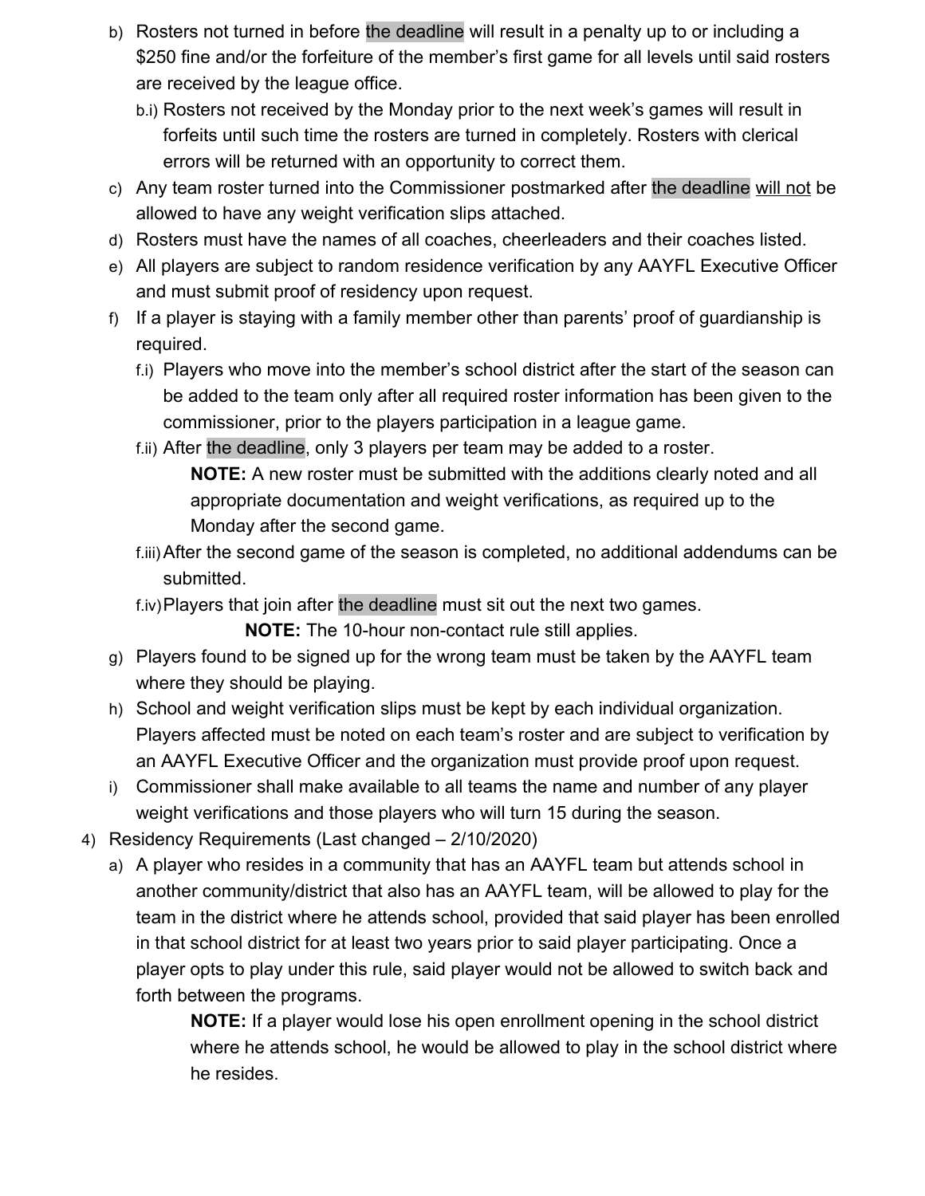b) Rosters not turned in before the deadline will result in a penalty up to or including a $250 fine and/or the forfeiture of the member's first game for all levels until said rosters are received by the league office.

   b.i) Rosters not received by the Monday prior to the next week's games will result in forfeits until such time the rosters are turned in completely. Rosters with clerical errors will be returned with an opportunity to correct them.

c) Any team roster turned into the Commissioner postmarked after the deadline <u>will not</u> be allowed to have any weight verification slips attached.

d) Rosters must have the names of all coaches, cheerleaders and their coaches listed.

e) All players are subject to random residence verification by any AAYFL Executive Officer and must submit proof of residency upon request.

f) If a player is staying with a family member other than parents' proof of guardianship is required.

   f.i) Players who move into the member's school district after the start of the season can be added to the team only after all required roster information has been given to the commissioner, prior to the players participation in a league game.

   f.ii) After the deadline, only 3 players per team may be added to a roster.

   **NOTE:** A new roster must be submitted with the additions clearly noted and all appropriate documentation and weight verifications, as required up to the Monday after the second game.

   f.iii) After the second game of the season is completed, no additional addendums can be submitted.

   f.iv) Players that join after the deadline must sit out the next two games.

   **NOTE:** The 10-hour non-contact rule still applies.

g) Players found to be signed up for the wrong team must be taken by the AAYFL team where they should be playing.

h) School and weight verification slips must be kept by each individual organization. Players affected must be noted on each team's roster and are subject to verification by an AAYFL Executive Officer and the organization must provide proof upon request.

i) Commissioner shall make available to all teams the name and number of any player weight verifications and those players who will turn 15 during the season.

4) Residency Requirements (Last changed – 2/10/2020)

   a) A player who resides in a community that has an AAYFL team but attends school in another community/district that also has an AAYFL team, will be allowed to play for the team in the district where he attends school, provided that said player has been enrolled in that school district for at least two years prior to said player participating. Once a player opts to play under this rule, said player would not be allowed to switch back and forth between the programs.

   **NOTE:** If a player would lose his open enrollment opening in the school district where he attends school, he would be allowed to play in the school district where he resides.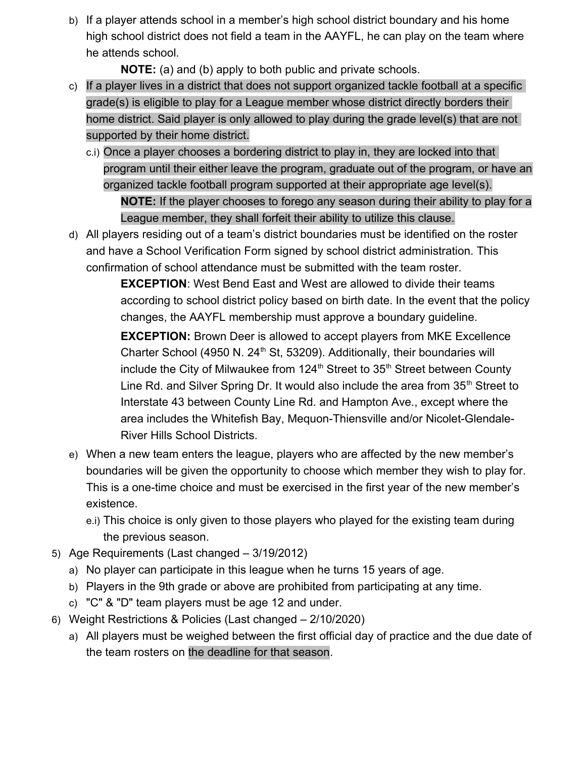b) If a player attends school in a member's high school district boundary and his home high school district does not field a team in the AAYFL, he can play on the team where he attends school.

   **NOTE:** (a) and (b) apply to both public and private schools.

c) If a player lives in a district that does not support organized tackle football at a specific grade(s) is eligible to play for a League member whose district directly borders their home district. Said player is only allowed to play during the grade level(s) that are not supported by their home district.

   c.i) Once a player chooses a bordering district to play in, they are locked into that program until their either leave the program, graduate out of the program, or have an organized tackle football program supported at their appropriate age level(s).

   **NOTE:** If the player chooses to forego any season during their ability to play for a League member, they shall forfeit their ability to utilize this clause.

d) All players residing out of a team's district boundaries must be identified on the roster and have a School Verification Form signed by school district administration. This confirmation of school attendance must be submitted with the team roster.

   **EXCEPTION**: West Bend East and West are allowed to divide their teams according to school district policy based on birth date. In the event that the policy changes, the AAYFL membership must approve a boundary guideline.

   **EXCEPTION:** Brown Deer is allowed to accept players from MKE Excellence Charter School (4950 N. 24th St, 53209). Additionally, their boundaries will include the City of Milwaukee from 124th Street to 35th Street between County Line Rd. and Silver Spring Dr. It would also include the area from 35th Street to Interstate 43 between County Line Rd. and Hampton Ave., except where the area includes the Whitefish Bay, Mequon-Thiensville and/or Nicolet-Glendale-River Hills School Districts.

e) When a new team enters the league, players who are affected by the new member's boundaries will be given the opportunity to choose which member they wish to play for. This is a one-time choice and must be exercised in the first year of the new member's existence.

   e.i) This choice is only given to those players who played for the existing team during the previous season.

5) Age Requirements (Last changed – 3/19/2012)
   a) No player can participate in this league when he turns 15 years of age.
   b) Players in the 9th grade or above are prohibited from participating at any time.
   c) "C" & "D" team players must be age 12 and under.

6) Weight Restrictions & Policies (Last changed – 2/10/2020)
   a) All players must be weighed between the first official day of practice and the due date of the team rosters on the deadline for that season.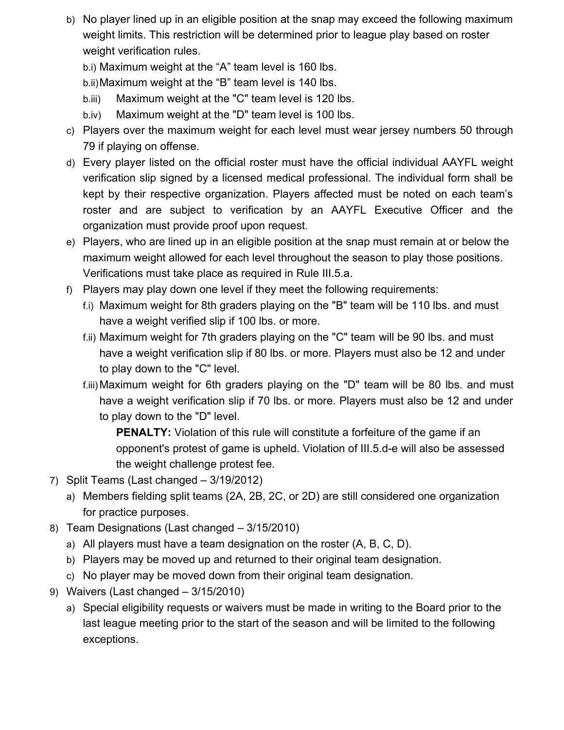b) No player lined up in an eligible position at the snap may exceed the following maximum weight limits. This restriction will be determined prior to league play based on roster weight verification rules.

   b.i) Maximum weight at the "A" team level is 160 lbs.

   b.ii) Maximum weight at the "B" team level is 140 lbs.

   b.iii) Maximum weight at the "C" team level is 120 lbs.

   b.iv) Maximum weight at the "D" team level is 100 lbs.

c) Players over the maximum weight for each level must wear jersey numbers 50 through 79 if playing on offense.

d) Every player listed on the official roster must have the official individual AAYFL weight verification slip signed by a licensed medical professional. The individual form shall be kept by their respective organization. Players affected must be noted on each team's roster and are subject to verification by an AAYFL Executive Officer and the organization must provide proof upon request.

e) Players, who are lined up in an eligible position at the snap must remain at or below the maximum weight allowed for each level throughout the season to play those positions. Verifications must take place as required in Rule III.5.a.

f) Players may play down one level if they meet the following requirements:

   f.i) Maximum weight for 8th graders playing on the "B" team will be 110 lbs. and must have a weight verified slip if 100 lbs. or more.

   f.ii) Maximum weight for 7th graders playing on the "C" team will be 90 lbs. and must have a weight verification slip if 80 lbs. or more. Players must also be 12 and under to play down to the "C" level.

   f.iii) Maximum weight for 6th graders playing on the "D" team will be 80 lbs. and must have a weight verification slip if 70 lbs. or more. Players must also be 12 and under to play down to the "D" level.

      **PENALTY:** Violation of this rule will constitute a forfeiture of the game if an opponent's protest of game is upheld. Violation of III.5.d-e will also be assessed the weight challenge protest fee.

7) Split Teams (Last changed – 3/19/2012)

   a) Members fielding split teams (2A, 2B, 2C, or 2D) are still considered one organization for practice purposes.

8) Team Designations (Last changed – 3/15/2010)

   a) All players must have a team designation on the roster (A, B, C, D).

   b) Players may be moved up and returned to their original team designation.

   c) No player may be moved down from their original team designation.

9) Waivers (Last changed – 3/15/2010)

   a) Special eligibility requests or waivers must be made in writing to the Board prior to the last league meeting prior to the start of the season and will be limited to the following exceptions.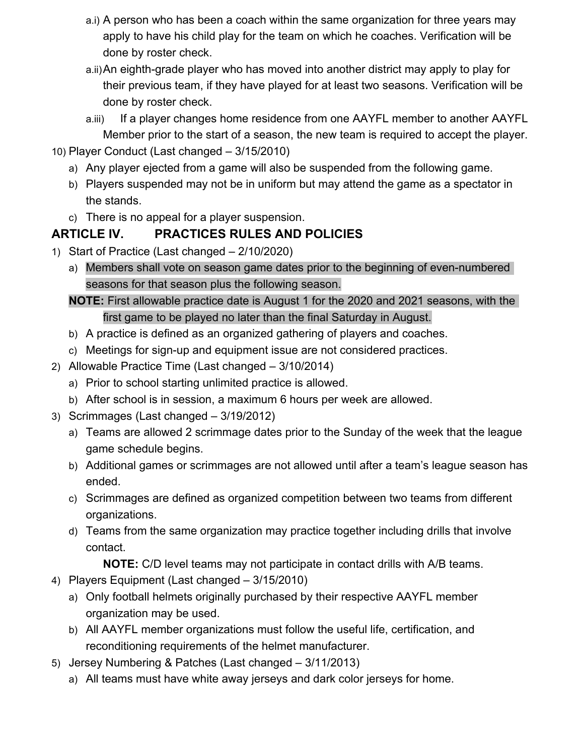- a.i) A person who has been a coach within the same organization for three years may apply to have his child play for the team on which he coaches. Verification will be done by roster check.
   - a.ii) An eighth-grade player who has moved into another district may apply to play for their previous team, if they have played for at least two seasons. Verification will be done by roster check.
   - a.iii) If a player changes home residence from one AAYFL member to another AAYFL Member prior to the start of a season, the new team is required to accept the player.

10) Player Conduct (Last changed – 3/15/2010)
    - a) Any player ejected from a game will also be suspended from the following game.
    - b) Players suspended may not be in uniform but may attend the game as a spectator in the stands.
    - c) There is no appeal for a player suspension.

## ARTICLE IV. PRACTICES RULES AND POLICIES

1) Start of Practice (Last changed – 2/10/2020)
   - a) Members shall vote on season game dates prior to the beginning of even-numbered seasons for that season plus the following season.

   **NOTE:** First allowable practice date is August 1 for the 2020 and 2021 seasons, with the first game to be played no later than the final Saturday in August.

   - b) A practice is defined as an organized gathering of players and coaches.
   - c) Meetings for sign-up and equipment issue are not considered practices.
2) Allowable Practice Time (Last changed – 3/10/2014)
   - a) Prior to school starting unlimited practice is allowed.
   - b) After school is in session, a maximum 6 hours per week are allowed.
3) Scrimmages (Last changed – 3/19/2012)
   - a) Teams are allowed 2 scrimmage dates prior to the Sunday of the week that the league game schedule begins.
   - b) Additional games or scrimmages are not allowed until after a team's league season has ended.
   - c) Scrimmages are defined as organized competition between two teams from different organizations.
   - d) Teams from the same organization may practice together including drills that involve contact.

     **NOTE:** C/D level teams may not participate in contact drills with A/B teams.
4) Players Equipment (Last changed – 3/15/2010)
   - a) Only football helmets originally purchased by their respective AAYFL member organization may be used.
   - b) All AAYFL member organizations must follow the useful life, certification, and reconditioning requirements of the helmet manufacturer.
5) Jersey Numbering & Patches (Last changed – 3/11/2013)
   - a) All teams must have white away jerseys and dark color jerseys for home.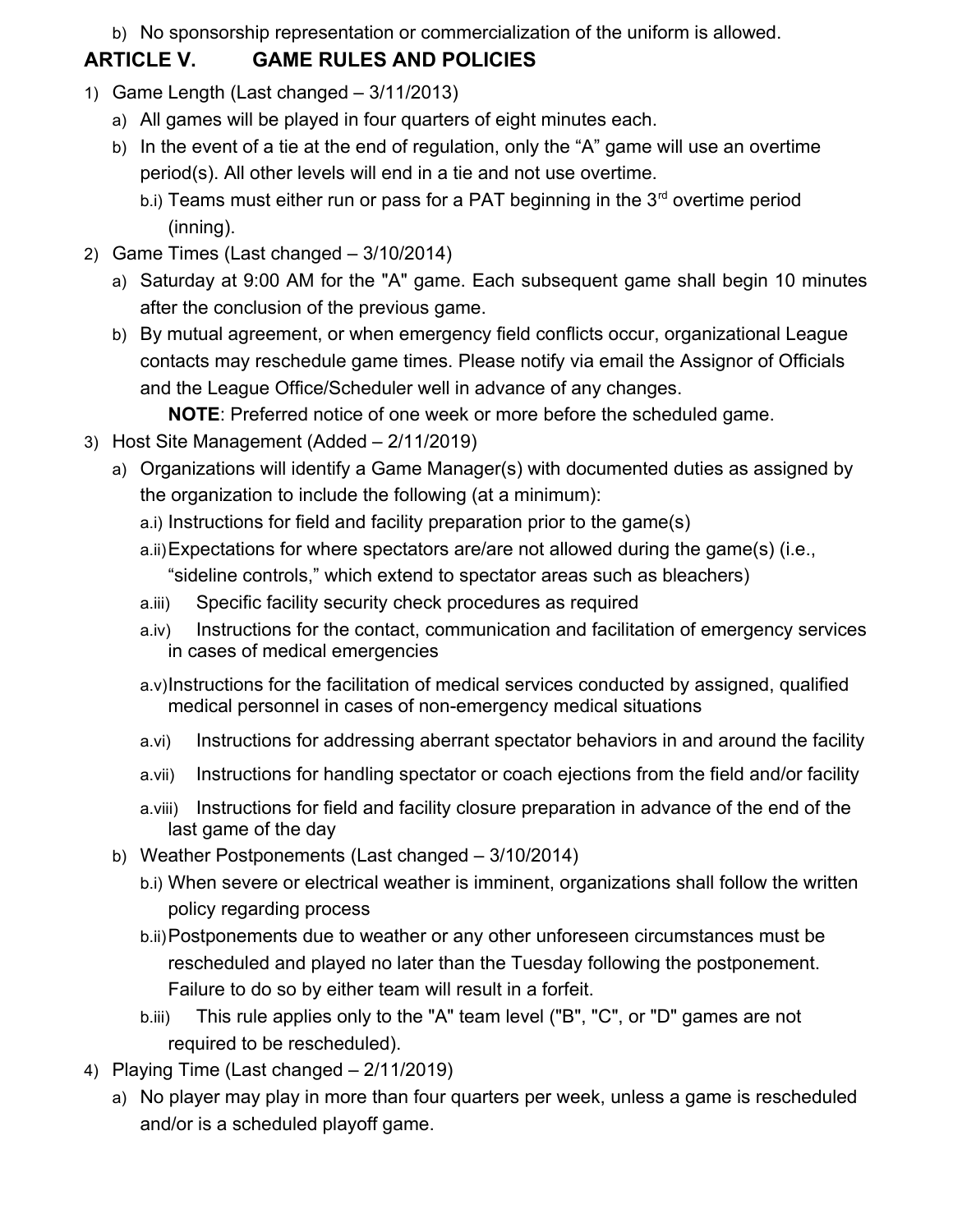b) No sponsorship representation or commercialization of the uniform is allowed.

## ARTICLE V. GAME RULES AND POLICIES

1) Game Length (Last changed – 3/11/2013)
   a) All games will be played in four quarters of eight minutes each.
   b) In the event of a tie at the end of regulation, only the "A" game will use an overtime period(s). All other levels will end in a tie and not use overtime.
      b.i) Teams must either run or pass for a PAT beginning in the 3rd overtime period (inning).
2) Game Times (Last changed – 3/10/2014)
   a) Saturday at 9:00 AM for the "A" game. Each subsequent game shall begin 10 minutes after the conclusion of the previous game.
   b) By mutual agreement, or when emergency field conflicts occur, organizational League contacts may reschedule game times. Please notify via email the Assignor of Officials and the League Office/Scheduler well in advance of any changes.
      **NOTE**: Preferred notice of one week or more before the scheduled game.
3) Host Site Management (Added – 2/11/2019)
   a) Organizations will identify a Game Manager(s) with documented duties as assigned by the organization to include the following (at a minimum):
      a.i) Instructions for field and facility preparation prior to the game(s)
      a.ii) Expectations for where spectators are/are not allowed during the game(s) (i.e., "sideline controls," which extend to spectator areas such as bleachers)
      a.iii) Specific facility security check procedures as required
      a.iv) Instructions for the contact, communication and facilitation of emergency services in cases of medical emergencies
      a.v) Instructions for the facilitation of medical services conducted by assigned, qualified medical personnel in cases of non-emergency medical situations
      a.vi) Instructions for addressing aberrant spectator behaviors in and around the facility
      a.vii) Instructions for handling spectator or coach ejections from the field and/or facility
      a.viii) Instructions for field and facility closure preparation in advance of the end of the last game of the day
   b) Weather Postponements (Last changed – 3/10/2014)
      b.i) When severe or electrical weather is imminent, organizations shall follow the written policy regarding process
      b.ii) Postponements due to weather or any other unforeseen circumstances must be rescheduled and played no later than the Tuesday following the postponement. Failure to do so by either team will result in a forfeit.
      b.iii) This rule applies only to the "A" team level ("B", "C", or "D" games are not required to be rescheduled).
4) Playing Time (Last changed – 2/11/2019)
   a) No player may play in more than four quarters per week, unless a game is rescheduled and/or is a scheduled playoff game.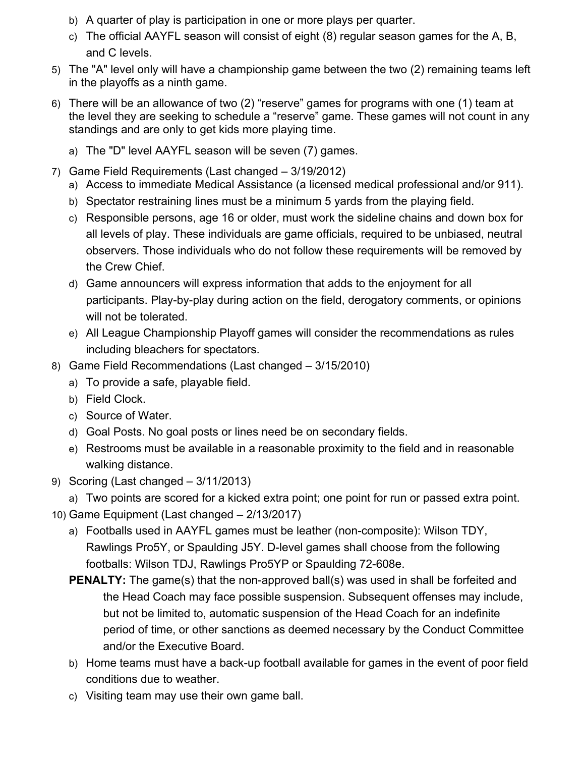b) A quarter of play is participation in one or more plays per quarter.
c) The official AAYFL season will consist of eight (8) regular season games for the A, B, and C levels.

5) The "A" level only will have a championship game between the two (2) remaining teams left in the playoffs as a ninth game.

6) There will be an allowance of two (2) “reserve” games for programs with one (1) team at the level they are seeking to schedule a “reserve” game. These games will not count in any standings and are only to get kids more playing time.
   a) The "D" level AAYFL season will be seven (7) games.

7) Game Field Requirements (Last changed – 3/19/2012)
   a) Access to immediate Medical Assistance (a licensed medical professional and/or 911).
   b) Spectator restraining lines must be a minimum 5 yards from the playing field.
   c) Responsible persons, age 16 or older, must work the sideline chains and down box for all levels of play. These individuals are game officials, required to be unbiased, neutral observers. Those individuals who do not follow these requirements will be removed by the Crew Chief.
   d) Game announcers will express information that adds to the enjoyment for all participants. Play-by-play during action on the field, derogatory comments, or opinions will not be tolerated.
   e) All League Championship Playoff games will consider the recommendations as rules including bleachers for spectators.

8) Game Field Recommendations (Last changed – 3/15/2010)
   a) To provide a safe, playable field.
   b) Field Clock.
   c) Source of Water.
   d) Goal Posts. No goal posts or lines need be on secondary fields.
   e) Restrooms must be available in a reasonable proximity to the field and in reasonable walking distance.

9) Scoring (Last changed – 3/11/2013)
   a) Two points are scored for a kicked extra point; one point for run or passed extra point.

10) Game Equipment (Last changed – 2/13/2017)
   a) Footballs used in AAYFL games must be leather (non-composite): Wilson TDY, Rawlings Pro5Y, or Spaulding J5Y. D-level games shall choose from the following footballs: Wilson TDJ, Rawlings Pro5YP or Spaulding 72-608e.

   **PENALTY:** The game(s) that the non-approved ball(s) was used in shall be forfeited and the Head Coach may face possible suspension. Subsequent offenses may include, but not be limited to, automatic suspension of the Head Coach for an indefinite period of time, or other sanctions as deemed necessary by the Conduct Committee and/or the Executive Board.

   b) Home teams must have a back-up football available for games in the event of poor field conditions due to weather.
   c) Visiting team may use their own game ball.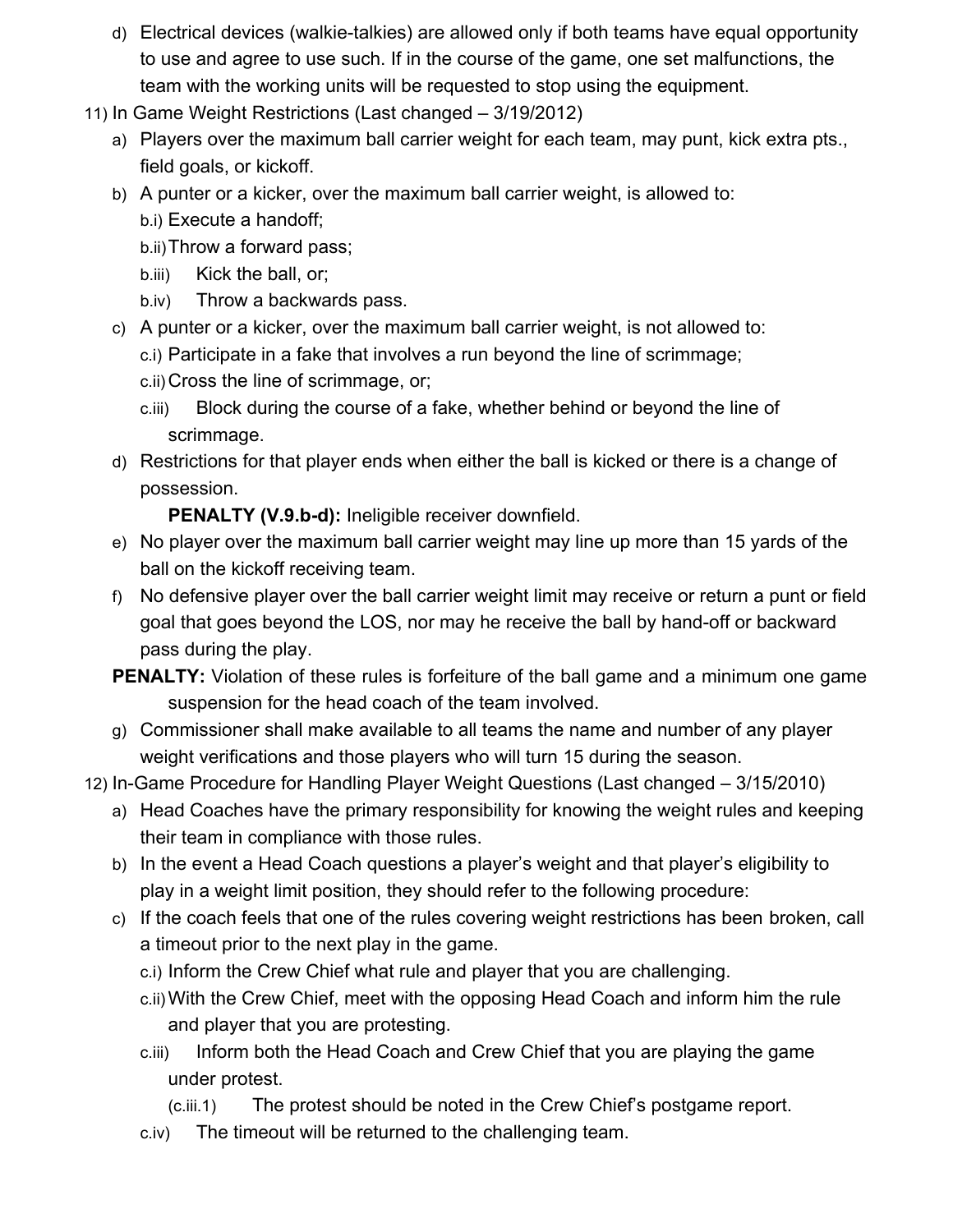d) Electrical devices (walkie-talkies) are allowed only if both teams have equal opportunity to use and agree to use such. If in the course of the game, one set malfunctions, the team with the working units will be requested to stop using the equipment.

11) In Game Weight Restrictions (Last changed – 3/19/2012)

a) Players over the maximum ball carrier weight for each team, may punt, kick extra pts., field goals, or kickoff.

b) A punter or a kicker, over the maximum ball carrier weight, is allowed to:

b.i) Execute a handoff;

b.ii) Throw a forward pass;

b.iii) Kick the ball, or;

b.iv) Throw a backwards pass.

c) A punter or a kicker, over the maximum ball carrier weight, is not allowed to:

c.i) Participate in a fake that involves a run beyond the line of scrimmage;

c.ii) Cross the line of scrimmage, or;

c.iii) Block during the course of a fake, whether behind or beyond the line of scrimmage.

d) Restrictions for that player ends when either the ball is kicked or there is a change of possession.

**PENALTY (V.9.b-d):** Ineligible receiver downfield.

e) No player over the maximum ball carrier weight may line up more than 15 yards of the ball on the kickoff receiving team.

f) No defensive player over the ball carrier weight limit may receive or return a punt or field goal that goes beyond the LOS, nor may he receive the ball by hand-off or backward pass during the play.

**PENALTY:** Violation of these rules is forfeiture of the ball game and a minimum one game suspension for the head coach of the team involved.

g) Commissioner shall make available to all teams the name and number of any player weight verifications and those players who will turn 15 during the season.

12) In-Game Procedure for Handling Player Weight Questions (Last changed – 3/15/2010)

a) Head Coaches have the primary responsibility for knowing the weight rules and keeping their team in compliance with those rules.

b) In the event a Head Coach questions a player's weight and that player's eligibility to play in a weight limit position, they should refer to the following procedure:

c) If the coach feels that one of the rules covering weight restrictions has been broken, call a timeout prior to the next play in the game.

c.i) Inform the Crew Chief what rule and player that you are challenging.

c.ii) With the Crew Chief, meet with the opposing Head Coach and inform him the rule and player that you are protesting.

c.iii) Inform both the Head Coach and Crew Chief that you are playing the game under protest.

(c.iii.1) The protest should be noted in the Crew Chief's postgame report.

c.iv) The timeout will be returned to the challenging team.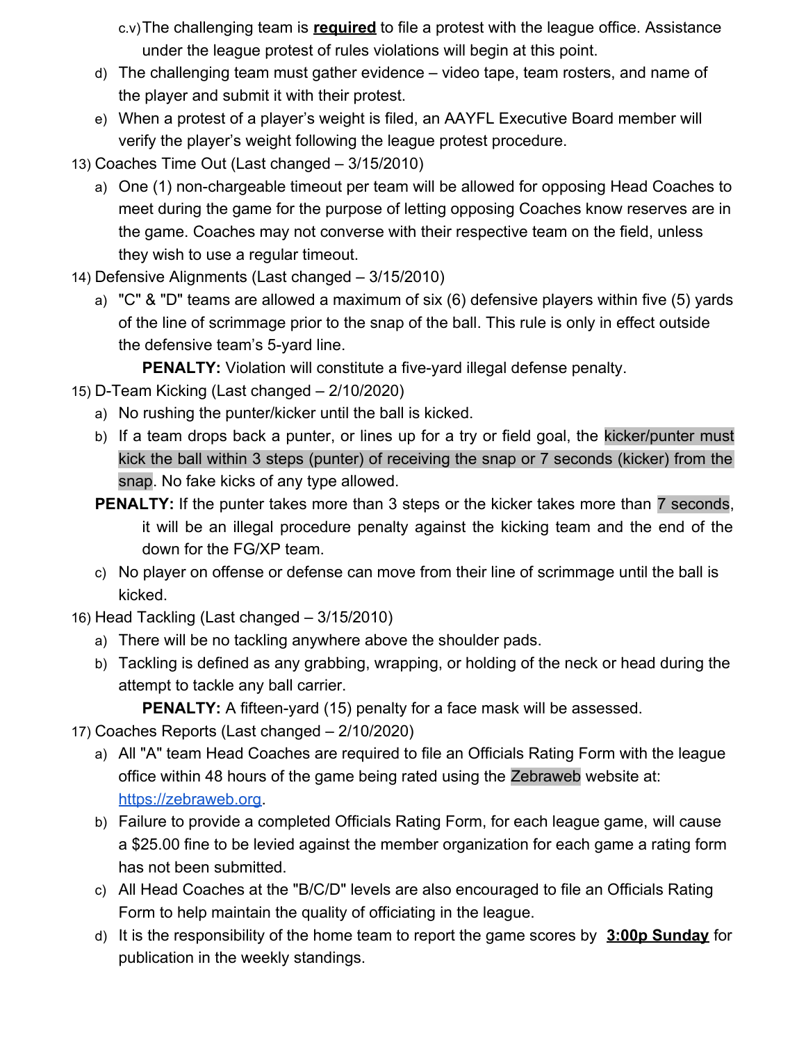c.v) The challenging team is **required** to file a protest with the league office. Assistance under the league protest of rules violations will begin at this point.

d) The challenging team must gather evidence – video tape, team rosters, and name of the player and submit it with their protest.

e) When a protest of a player's weight is filed, an AAYFL Executive Board member will verify the player's weight following the league protest procedure.

13) Coaches Time Out (Last changed – 3/15/2010)

a) One (1) non-chargeable timeout per team will be allowed for opposing Head Coaches to meet during the game for the purpose of letting opposing Coaches know reserves are in the game. Coaches may not converse with their respective team on the field, unless they wish to use a regular timeout.

14) Defensive Alignments (Last changed – 3/15/2010)

a) "C" & "D" teams are allowed a maximum of six (6) defensive players within five (5) yards of the line of scrimmage prior to the snap of the ball. This rule is only in effect outside the defensive team's 5-yard line.

**PENALTY:** Violation will constitute a five-yard illegal defense penalty.

15) D-Team Kicking (Last changed – 2/10/2020)

a) No rushing the punter/kicker until the ball is kicked.

b) If a team drops back a punter, or lines up for a try or field goal, the kicker/punter must kick the ball within 3 steps (punter) of receiving the snap or 7 seconds (kicker) from the snap. No fake kicks of any type allowed.

**PENALTY:** If the punter takes more than 3 steps or the kicker takes more than 7 seconds, it will be an illegal procedure penalty against the kicking team and the end of the down for the FG/XP team.

c) No player on offense or defense can move from their line of scrimmage until the ball is kicked.

16) Head Tackling (Last changed – 3/15/2010)

a) There will be no tackling anywhere above the shoulder pads.

b) Tackling is defined as any grabbing, wrapping, or holding of the neck or head during the attempt to tackle any ball carrier.

**PENALTY:** A fifteen-yard (15) penalty for a face mask will be assessed.

17) Coaches Reports (Last changed – 2/10/2020)

a) All "A" team Head Coaches are required to file an Officials Rating Form with the league office within 48 hours of the game being rated using the Zebraweb website at: https://zebraweb.org.

b) Failure to provide a completed Officials Rating Form, for each league game, will cause a $25.00 fine to be levied against the member organization for each game a rating form has not been submitted.

c) All Head Coaches at the "B/C/D" levels are also encouraged to file an Officials Rating Form to help maintain the quality of officiating in the league.

d) It is the responsibility of the home team to report the game scores by **3:00p Sunday** for publication in the weekly standings.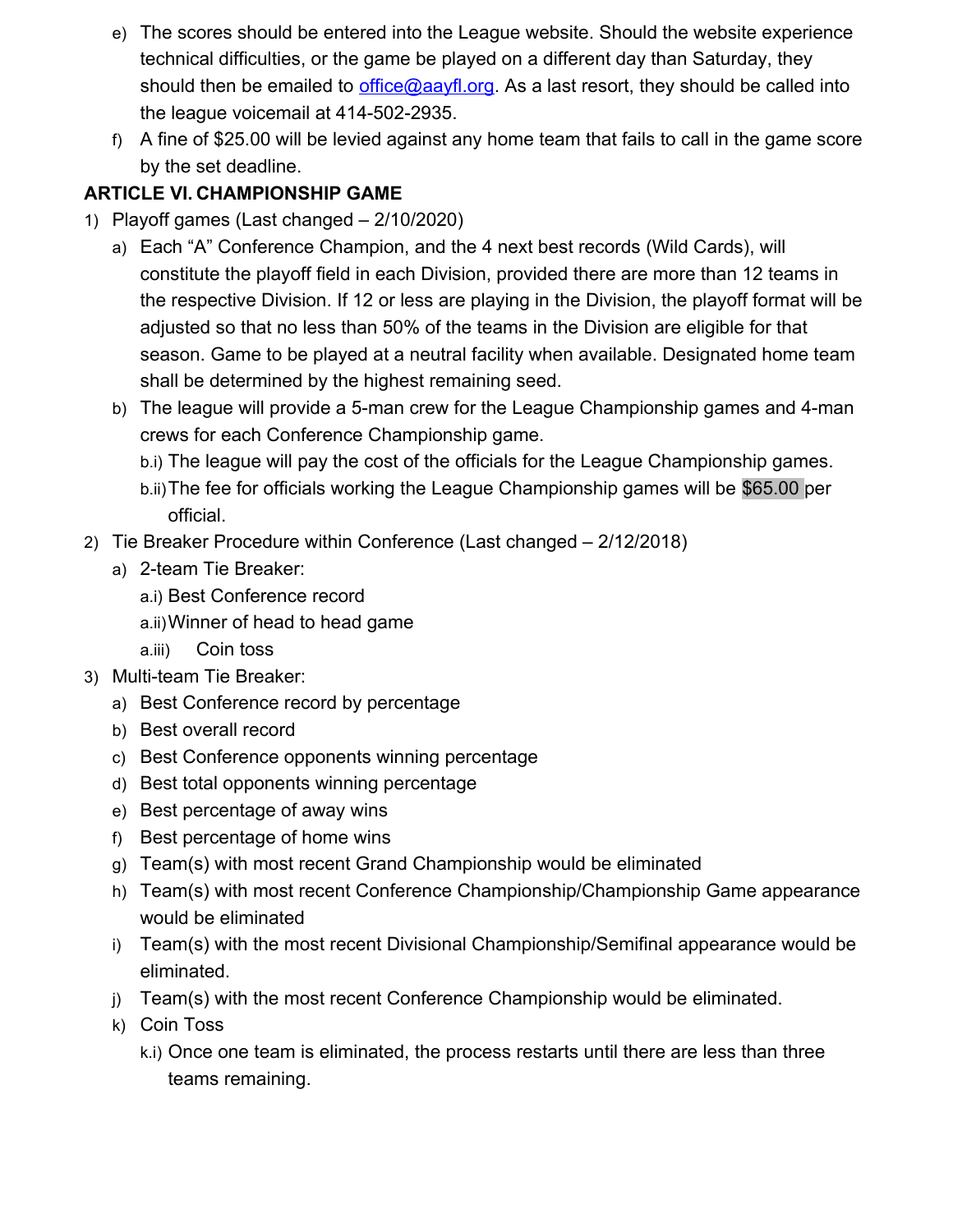e) The scores should be entered into the League website. Should the website experience technical difficulties, or the game be played on a different day than Saturday, they should then be emailed to office@aayfl.org. As a last resort, they should be called into the league voicemail at 414-502-2935.

f) A fine of $25.00 will be levied against any home team that fails to call in the game score by the set deadline.

**ARTICLE VI. CHAMPIONSHIP GAME**

1) Playoff games (Last changed – 2/10/2020)
   - a) Each "A" Conference Champion, and the 4 next best records (Wild Cards), will constitute the playoff field in each Division, provided there are more than 12 teams in the respective Division. If 12 or less are playing in the Division, the playoff format will be adjusted so that no less than 50% of the teams in the Division are eligible for that season. Game to be played at a neutral facility when available. Designated home team shall be determined by the highest remaining seed.
   - b) The league will provide a 5-man crew for the League Championship games and 4-man crews for each Conference Championship game.
     - b.i) The league will pay the cost of the officials for the League Championship games.
     - b.ii) The fee for officials working the League Championship games will be $65.00 per official.
2) Tie Breaker Procedure within Conference (Last changed – 2/12/2018)
   - a) 2-team Tie Breaker:
     - a.i) Best Conference record
     - a.ii) Winner of head to head game
     - a.iii) Coin toss
3) Multi-team Tie Breaker:
   - a) Best Conference record by percentage
   - b) Best overall record
   - c) Best Conference opponents winning percentage
   - d) Best total opponents winning percentage
   - e) Best percentage of away wins
   - f) Best percentage of home wins
   - g) Team(s) with most recent Grand Championship would be eliminated
   - h) Team(s) with most recent Conference Championship/Championship Game appearance would be eliminated
   - i) Team(s) with the most recent Divisional Championship/Semifinal appearance would be eliminated.
   - j) Team(s) with the most recent Conference Championship would be eliminated.
   - k) Coin Toss
     - k.i) Once one team is eliminated, the process restarts until there are less than three teams remaining.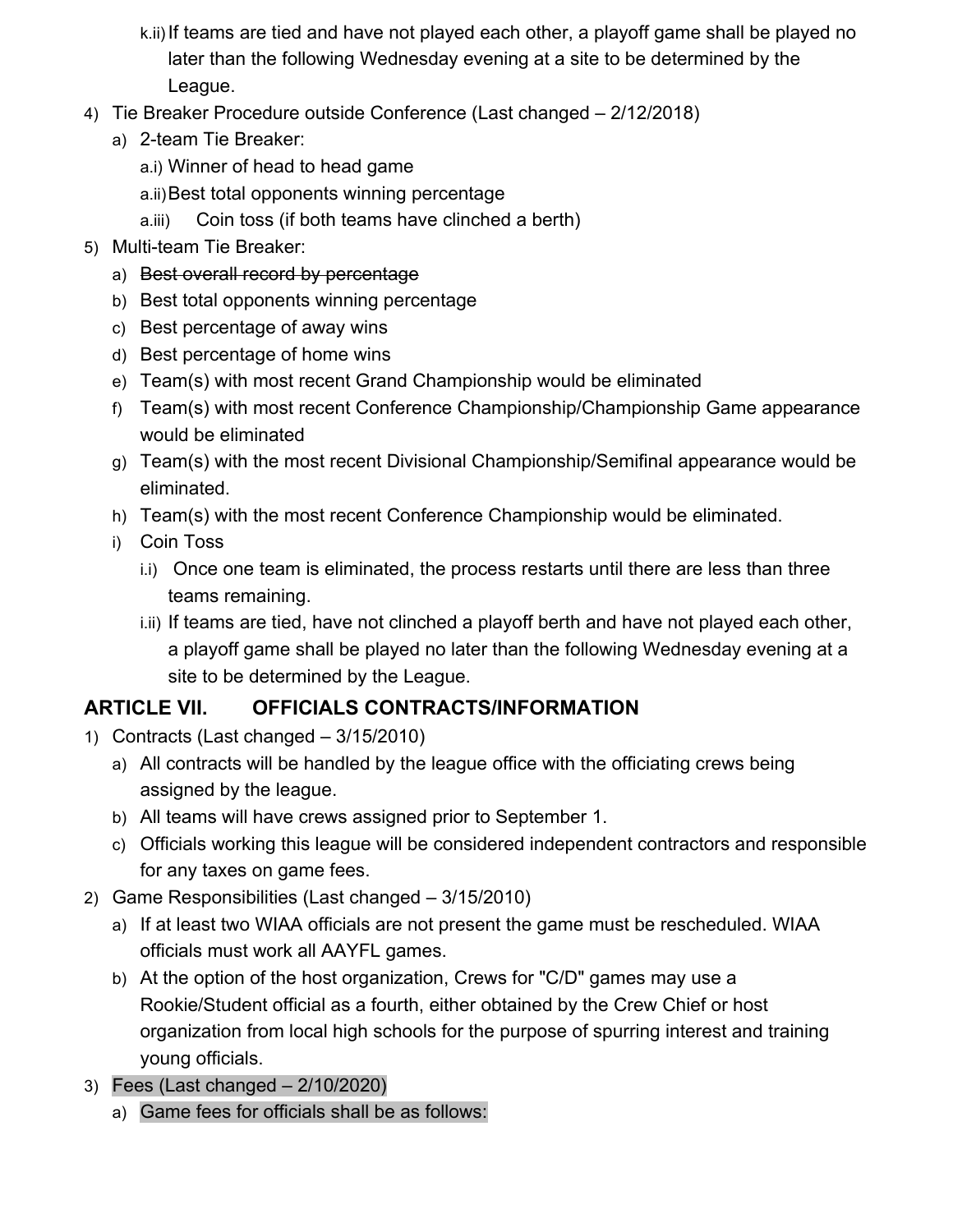k.ii) If teams are tied and have not played each other, a playoff game shall be played no later than the following Wednesday evening at a site to be determined by the League.

4) Tie Breaker Procedure outside Conference (Last changed – 2/12/2018)
   a) 2-team Tie Breaker:
      a.i) Winner of head to head game
      a.ii) Best total opponents winning percentage
      a.iii) Coin toss (if both teams have clinched a berth)
5) Multi-team Tie Breaker:
   a) ~~Best overall record by percentage~~
   b) Best total opponents winning percentage
   c) Best percentage of away wins
   d) Best percentage of home wins
   e) Team(s) with most recent Grand Championship would be eliminated
   f) Team(s) with most recent Conference Championship/Championship Game appearance would be eliminated
   g) Team(s) with the most recent Divisional Championship/Semifinal appearance would be eliminated.
   h) Team(s) with the most recent Conference Championship would be eliminated.
   i) Coin Toss
      i.i) Once one team is eliminated, the process restarts until there are less than three teams remaining.
      i.ii) If teams are tied, have not clinched a playoff berth and have not played each other, a playoff game shall be played no later than the following Wednesday evening at a site to be determined by the League.

## ARTICLE VII. OFFICIALS CONTRACTS/INFORMATION

1) Contracts (Last changed – 3/15/2010)
   a) All contracts will be handled by the league office with the officiating crews being assigned by the league.
   b) All teams will have crews assigned prior to September 1.
   c) Officials working this league will be considered independent contractors and responsible for any taxes on game fees.
2) Game Responsibilities (Last changed – 3/15/2010)
   a) If at least two WIAA officials are not present the game must be rescheduled. WIAA officials must work all AAYFL games.
   b) At the option of the host organization, Crews for "C/D" games may use a Rookie/Student official as a fourth, either obtained by the Crew Chief or host organization from local high schools for the purpose of spurring interest and training young officials.
3) Fees (Last changed – 2/10/2020)
   a) Game fees for officials shall be as follows: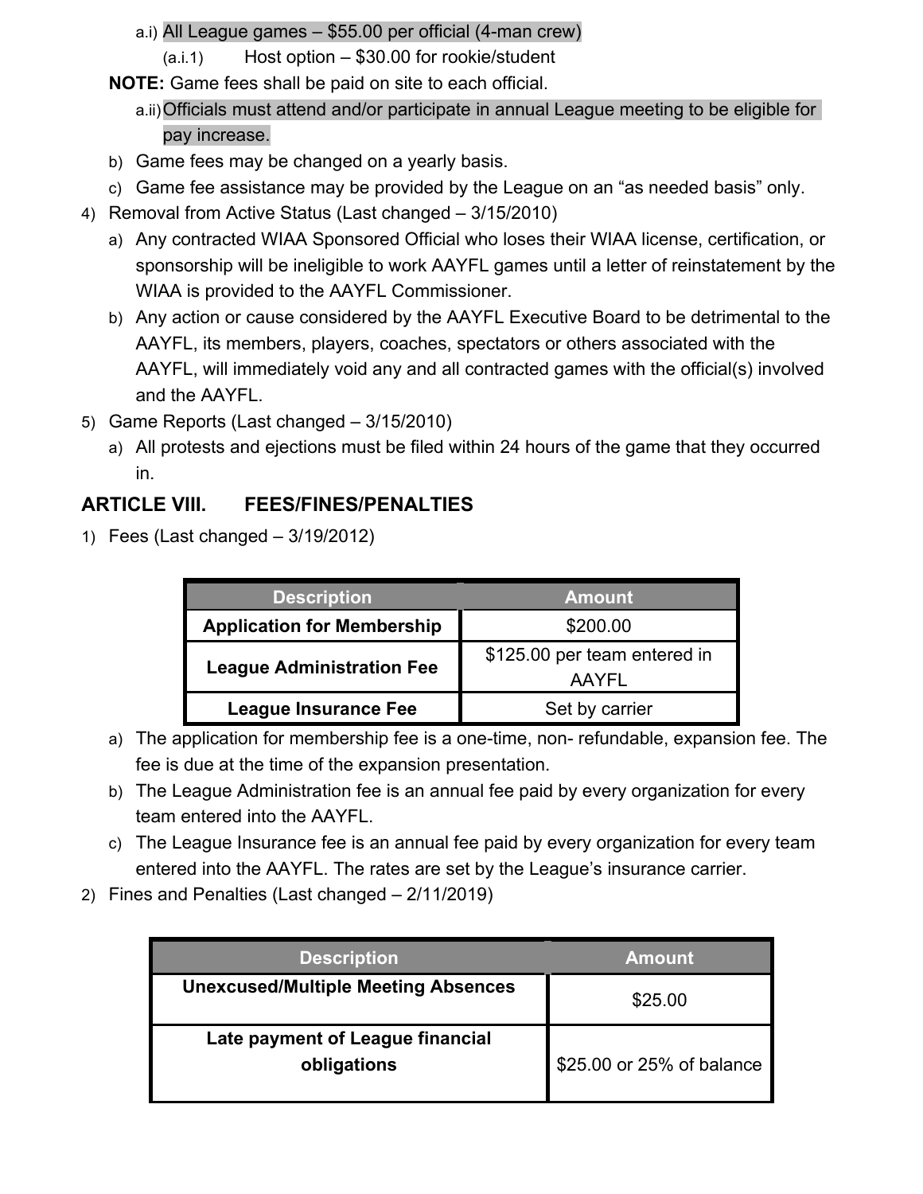a.i) All League games – $55.00 per official (4-man crew)

(a.i.1) Host option – $30.00 for rookie/student

**NOTE:** Game fees shall be paid on site to each official.

a.ii) Officials must attend and/or participate in annual League meeting to be eligible for pay increase.

b) Game fees may be changed on a yearly basis.

c) Game fee assistance may be provided by the League on an "as needed basis" only.

4) Removal from Active Status (Last changed – 3/15/2010)

a) Any contracted WIAA Sponsored Official who loses their WIAA license, certification, or sponsorship will be ineligible to work AAYFL games until a letter of reinstatement by the WIAA is provided to the AAYFL Commissioner.

b) Any action or cause considered by the AAYFL Executive Board to be detrimental to the AAYFL, its members, players, coaches, spectators or others associated with the AAYFL, will immediately void any and all contracted games with the official(s) involved and the AAYFL.

5) Game Reports (Last changed – 3/15/2010)

a) All protests and ejections must be filed within 24 hours of the game that they occurred in.

## ARTICLE VIII. FEES/FINES/PENALTIES

1) Fees (Last changed – 3/19/2012)

| Description | Amount |
|---|---|
| **Application for Membership** | $200.00 |
| **League Administration Fee** | $125.00 per team entered in AAYFL |
| **League Insurance Fee** | Set by carrier |

a) The application for membership fee is a one-time, non- refundable, expansion fee. The fee is due at the time of the expansion presentation.

b) The League Administration fee is an annual fee paid by every organization for every team entered into the AAYFL.

c) The League Insurance fee is an annual fee paid by every organization for every team entered into the AAYFL. The rates are set by the League's insurance carrier.

2) Fines and Penalties (Last changed – 2/11/2019)

| Description | Amount |
|---|---|
| **Unexcused/Multiple Meeting Absences** | $25.00 |
| **Late payment of League financial obligations** | $25.00 or 25% of balance |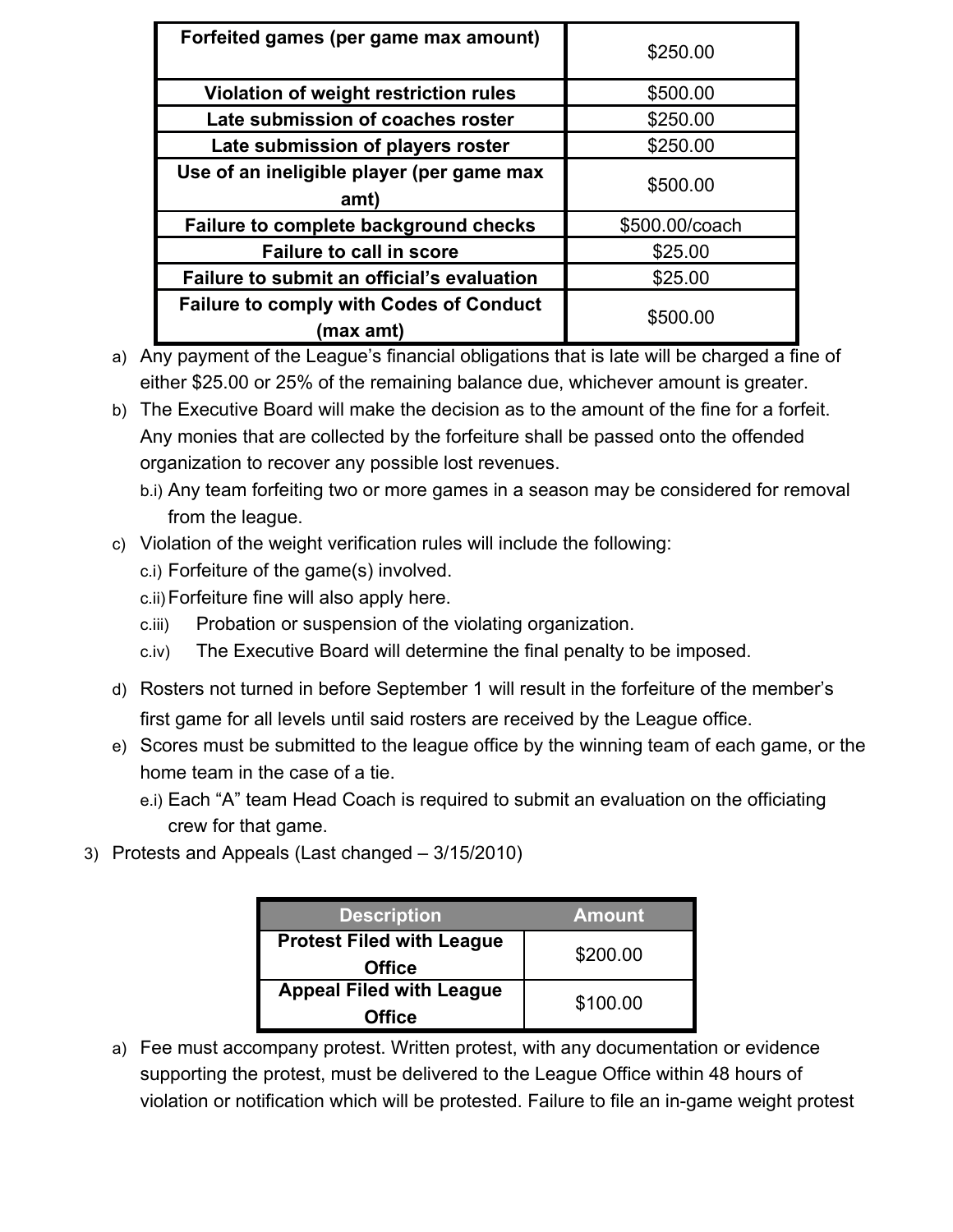| Forfeited games (per game max amount) | $250.00 |
|---|---|
| Violation of weight restriction rules | $500.00 |
| Late submission of coaches roster | $250.00 |
| Late submission of players roster | $250.00 |
| Use of an ineligible player (per game max amt) | $500.00 |
| Failure to complete background checks | $500.00/coach |
| Failure to call in score | $25.00 |
| Failure to submit an official's evaluation | $25.00 |
| Failure to comply with Codes of Conduct (max amt) | $500.00 |

a) Any payment of the League's financial obligations that is late will be charged a fine of either $25.00 or 25% of the remaining balance due, whichever amount is greater.

b) The Executive Board will make the decision as to the amount of the fine for a forfeit. Any monies that are collected by the forfeiture shall be passed onto the offended organization to recover any possible lost revenues.

  b.i) Any team forfeiting two or more games in a season may be considered for removal from the league.

c) Violation of the weight verification rules will include the following:

  c.i) Forfeiture of the game(s) involved.

  c.ii) Forfeiture fine will also apply here.

  c.iii) Probation or suspension of the violating organization.

  c.iv) The Executive Board will determine the final penalty to be imposed.

d) Rosters not turned in before September 1 will result in the forfeiture of the member's first game for all levels until said rosters are received by the League office.

e) Scores must be submitted to the league office by the winning team of each game, or the home team in the case of a tie.

  e.i) Each "A" team Head Coach is required to submit an evaluation on the officiating crew for that game.

3) Protests and Appeals (Last changed – 3/15/2010)

| Description | Amount |
|---|---|
| Protest Filed with League Office | $200.00 |
| Appeal Filed with League Office | $100.00 |

a) Fee must accompany protest. Written protest, with any documentation or evidence supporting the protest, must be delivered to the League Office within 48 hours of violation or notification which will be protested. Failure to file an in-game weight protest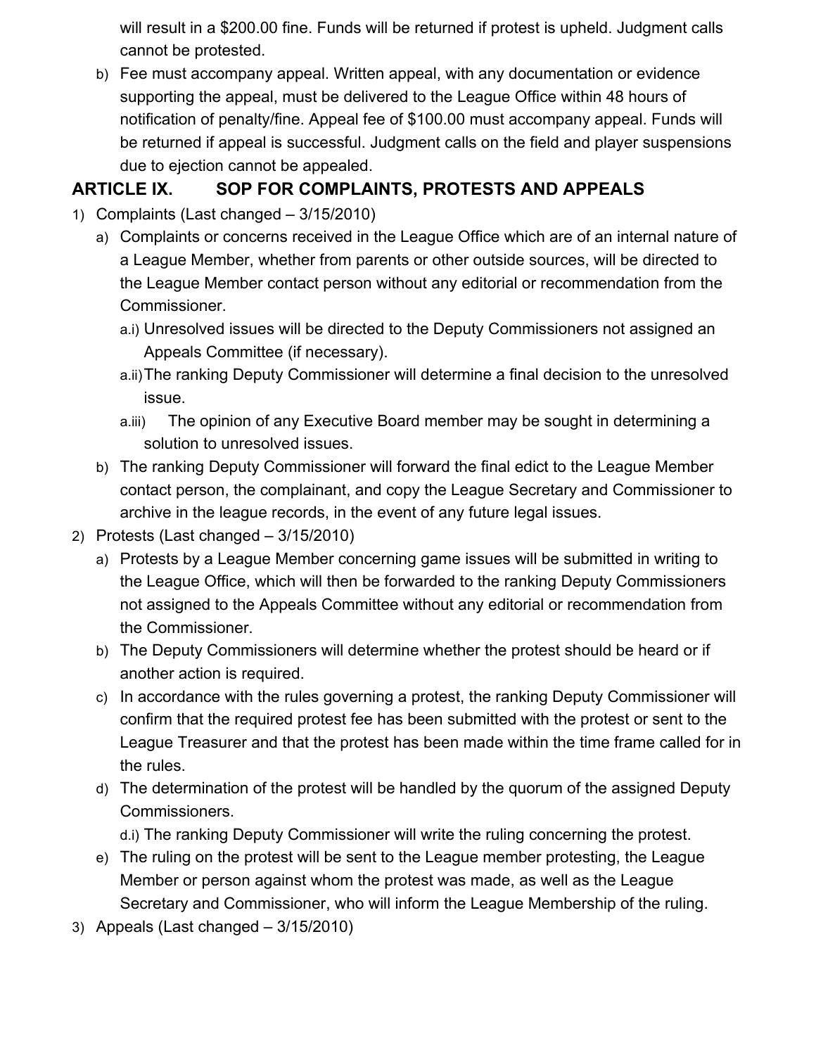will result in a $200.00 fine. Funds will be returned if protest is upheld. Judgment calls cannot be protested.

b) Fee must accompany appeal. Written appeal, with any documentation or evidence supporting the appeal, must be delivered to the League Office within 48 hours of notification of penalty/fine. Appeal fee of $100.00 must accompany appeal. Funds will be returned if appeal is successful. Judgment calls on the field and player suspensions due to ejection cannot be appealed.

## ARTICLE IX. SOP FOR COMPLAINTS, PROTESTS AND APPEALS

1) Complaints (Last changed – 3/15/2010)
   a) Complaints or concerns received in the League Office which are of an internal nature of a League Member, whether from parents or other outside sources, will be directed to the League Member contact person without any editorial or recommendation from the Commissioner.
      a.i) Unresolved issues will be directed to the Deputy Commissioners not assigned an Appeals Committee (if necessary).
      a.ii) The ranking Deputy Commissioner will determine a final decision to the unresolved issue.
      a.iii) The opinion of any Executive Board member may be sought in determining a solution to unresolved issues.
   b) The ranking Deputy Commissioner will forward the final edict to the League Member contact person, the complainant, and copy the League Secretary and Commissioner to archive in the league records, in the event of any future legal issues.
2) Protests (Last changed – 3/15/2010)
   a) Protests by a League Member concerning game issues will be submitted in writing to the League Office, which will then be forwarded to the ranking Deputy Commissioners not assigned to the Appeals Committee without any editorial or recommendation from the Commissioner.
   b) The Deputy Commissioners will determine whether the protest should be heard or if another action is required.
   c) In accordance with the rules governing a protest, the ranking Deputy Commissioner will confirm that the required protest fee has been submitted with the protest or sent to the League Treasurer and that the protest has been made within the time frame called for in the rules.
   d) The determination of the protest will be handled by the quorum of the assigned Deputy Commissioners.
      d.i) The ranking Deputy Commissioner will write the ruling concerning the protest.
   e) The ruling on the protest will be sent to the League member protesting, the League Member or person against whom the protest was made, as well as the League Secretary and Commissioner, who will inform the League Membership of the ruling.
3) Appeals (Last changed – 3/15/2010)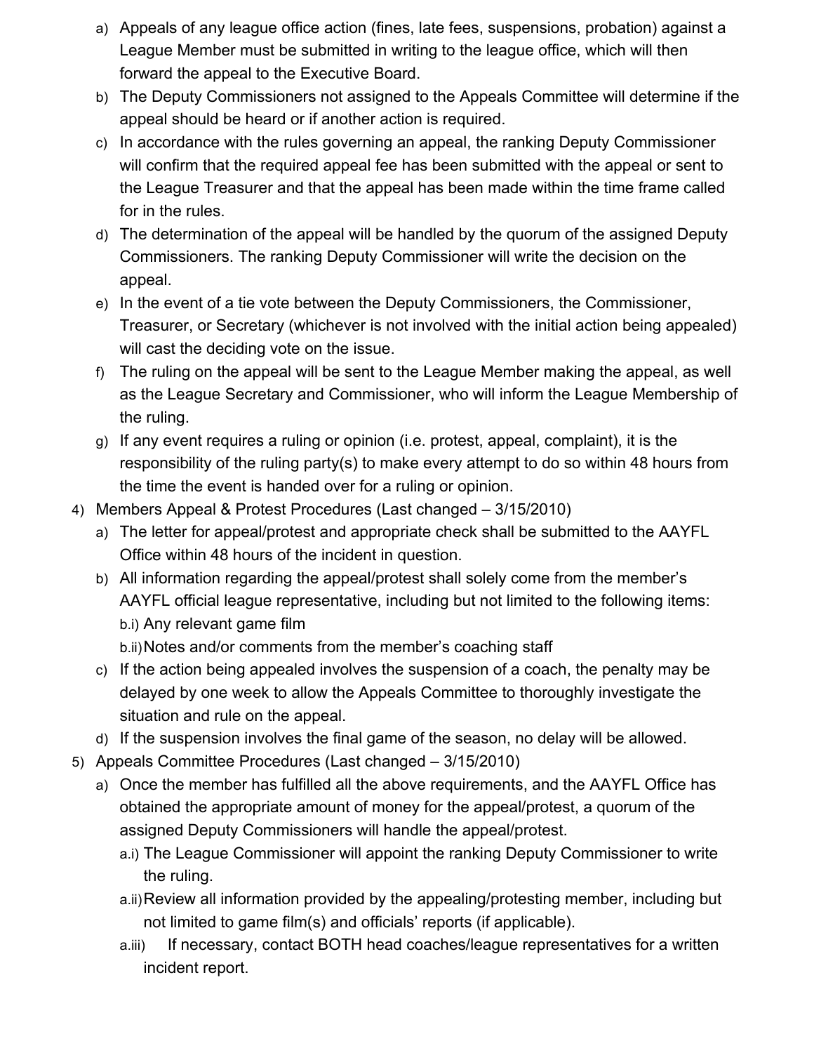a) Appeals of any league office action (fines, late fees, suspensions, probation) against a League Member must be submitted in writing to the league office, which will then forward the appeal to the Executive Board.
b) The Deputy Commissioners not assigned to the Appeals Committee will determine if the appeal should be heard or if another action is required.
c) In accordance with the rules governing an appeal, the ranking Deputy Commissioner will confirm that the required appeal fee has been submitted with the appeal or sent to the League Treasurer and that the appeal has been made within the time frame called for in the rules.
d) The determination of the appeal will be handled by the quorum of the assigned Deputy Commissioners. The ranking Deputy Commissioner will write the decision on the appeal.
e) In the event of a tie vote between the Deputy Commissioners, the Commissioner, Treasurer, or Secretary (whichever is not involved with the initial action being appealed) will cast the deciding vote on the issue.
f) The ruling on the appeal will be sent to the League Member making the appeal, as well as the League Secretary and Commissioner, who will inform the League Membership of the ruling.
g) If any event requires a ruling or opinion (i.e. protest, appeal, complaint), it is the responsibility of the ruling party(s) to make every attempt to do so within 48 hours from the time the event is handed over for a ruling or opinion.

4) Members Appeal & Protest Procedures (Last changed – 3/15/2010)
   a) The letter for appeal/protest and appropriate check shall be submitted to the AAYFL Office within 48 hours of the incident in question.
   b) All information regarding the appeal/protest shall solely come from the member's AAYFL official league representative, including but not limited to the following items:
      b.i) Any relevant game film
      b.ii) Notes and/or comments from the member's coaching staff
   c) If the action being appealed involves the suspension of a coach, the penalty may be delayed by one week to allow the Appeals Committee to thoroughly investigate the situation and rule on the appeal.
   d) If the suspension involves the final game of the season, no delay will be allowed.

5) Appeals Committee Procedures (Last changed – 3/15/2010)
   a) Once the member has fulfilled all the above requirements, and the AAYFL Office has obtained the appropriate amount of money for the appeal/protest, a quorum of the assigned Deputy Commissioners will handle the appeal/protest.
      a.i) The League Commissioner will appoint the ranking Deputy Commissioner to write the ruling.
      a.ii) Review all information provided by the appealing/protesting member, including but not limited to game film(s) and officials' reports (if applicable).
      a.iii) If necessary, contact BOTH head coaches/league representatives for a written incident report.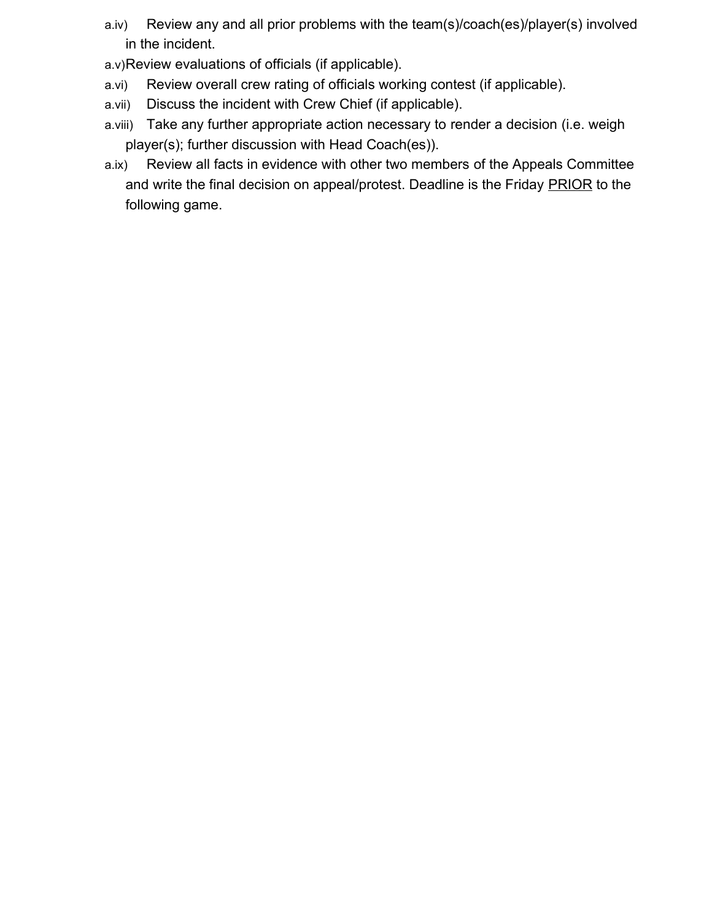a.iv) Review any and all prior problems with the team(s)/coach(es)/player(s) involved in the incident.

a.v) Review evaluations of officials (if applicable).

a.vi) Review overall crew rating of officials working contest (if applicable).

a.vii) Discuss the incident with Crew Chief (if applicable).

a.viii) Take any further appropriate action necessary to render a decision (i.e. weigh player(s); further discussion with Head Coach(es)).

a.ix) Review all facts in evidence with other two members of the Appeals Committee and write the final decision on appeal/protest. Deadline is the Friday <u>PRIOR</u> to the following game.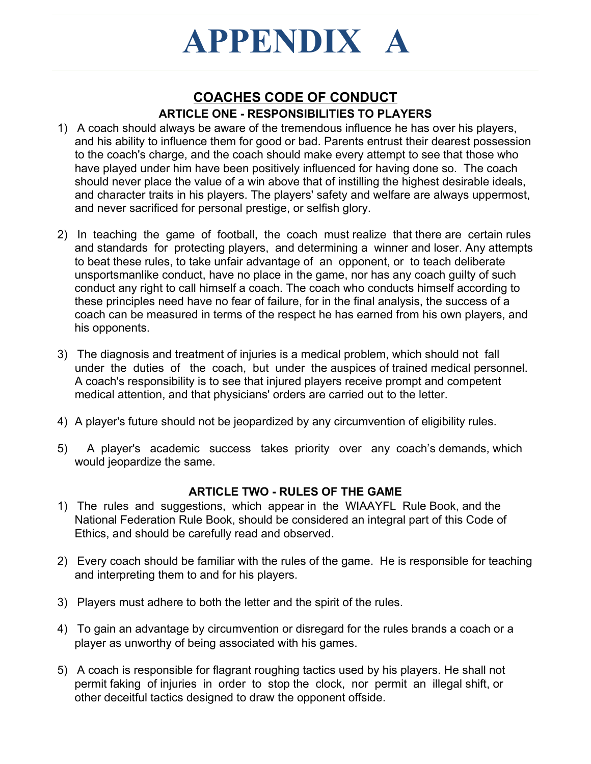# APPENDIX A

## COACHES CODE OF CONDUCT

### ARTICLE ONE - RESPONSIBILITIES TO PLAYERS

1) A coach should always be aware of the tremendous influence he has over his players, and his ability to influence them for good or bad. Parents entrust their dearest possession to the coach's charge, and the coach should make every attempt to see that those who have played under him have been positively influenced for having done so. The coach should never place the value of a win above that of instilling the highest desirable ideals, and character traits in his players. The players' safety and welfare are always uppermost, and never sacrificed for personal prestige, or selfish glory.

2) In teaching the game of football, the coach must realize that there are certain rules and standards for protecting players, and determining a winner and loser. Any attempts to beat these rules, to take unfair advantage of an opponent, or to teach deliberate unsportsmanlike conduct, have no place in the game, nor has any coach guilty of such conduct any right to call himself a coach. The coach who conducts himself according to these principles need have no fear of failure, for in the final analysis, the success of a coach can be measured in terms of the respect he has earned from his own players, and his opponents.

3) The diagnosis and treatment of injuries is a medical problem, which should not fall under the duties of the coach, but under the auspices of trained medical personnel. A coach's responsibility is to see that injured players receive prompt and competent medical attention, and that physicians' orders are carried out to the letter.

4) A player's future should not be jeopardized by any circumvention of eligibility rules.

5) A player's academic success takes priority over any coach's demands, which would jeopardize the same.

### ARTICLE TWO - RULES OF THE GAME

1) The rules and suggestions, which appear in the WIAAYFL Rule Book, and the National Federation Rule Book, should be considered an integral part of this Code of Ethics, and should be carefully read and observed.

2) Every coach should be familiar with the rules of the game. He is responsible for teaching and interpreting them to and for his players.

3) Players must adhere to both the letter and the spirit of the rules.

4) To gain an advantage by circumvention or disregard for the rules brands a coach or a player as unworthy of being associated with his games.

5) A coach is responsible for flagrant roughing tactics used by his players. He shall not permit faking of injuries in order to stop the clock, nor permit an illegal shift, or other deceitful tactics designed to draw the opponent offside.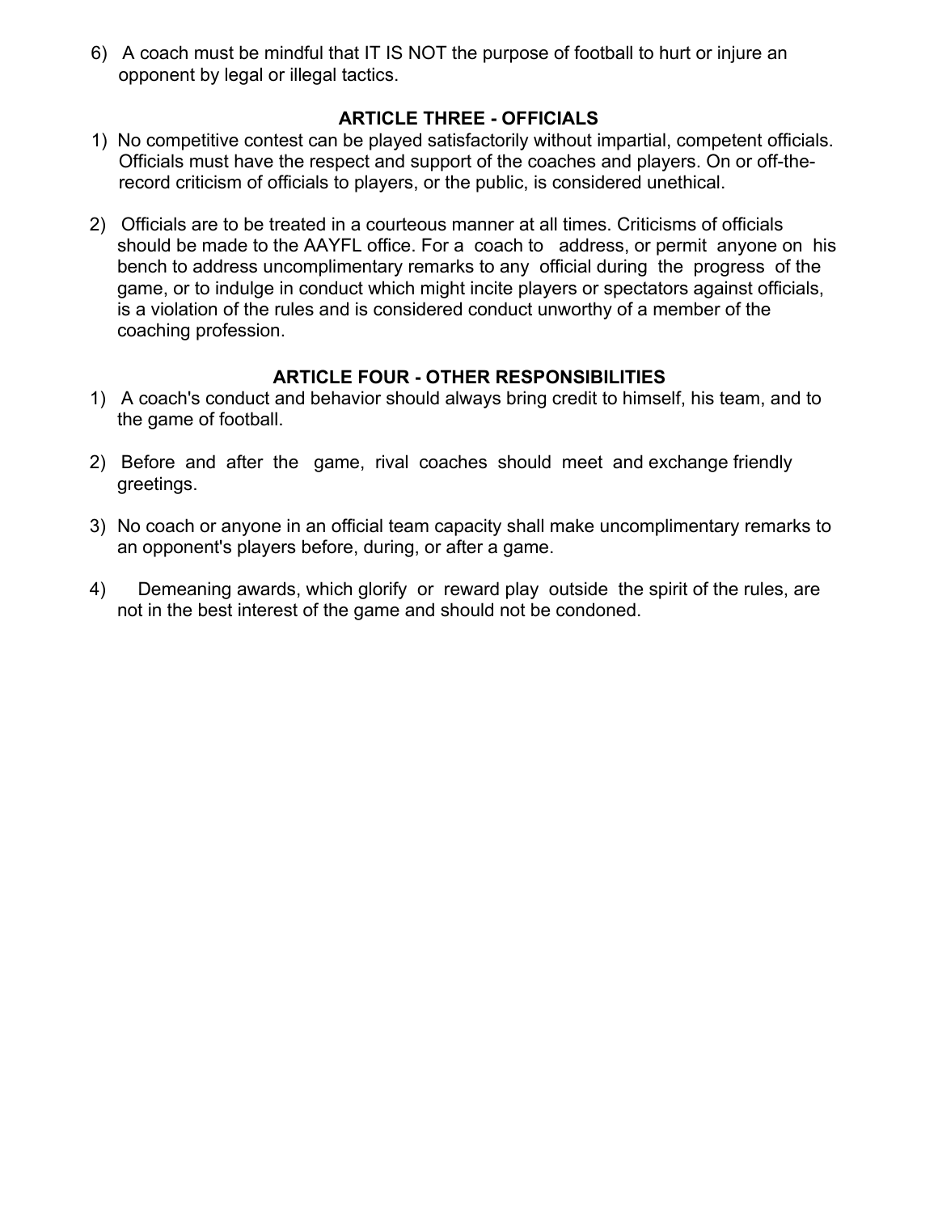6) A coach must be mindful that IT IS NOT the purpose of football to hurt or injure an opponent by legal or illegal tactics.

### ARTICLE THREE - OFFICIALS

1) No competitive contest can be played satisfactorily without impartial, competent officials. Officials must have the respect and support of the coaches and players. On or off-the-record criticism of officials to players, or the public, is considered unethical.

2) Officials are to be treated in a courteous manner at all times. Criticisms of officials should be made to the AAYFL office. For a coach to address, or permit anyone on his bench to address uncomplimentary remarks to any official during the progress of the game, or to indulge in conduct which might incite players or spectators against officials, is a violation of the rules and is considered conduct unworthy of a member of the coaching profession.

### ARTICLE FOUR - OTHER RESPONSIBILITIES

1) A coach's conduct and behavior should always bring credit to himself, his team, and to the game of football.

2) Before and after the game, rival coaches should meet and exchange friendly greetings.

3) No coach or anyone in an official team capacity shall make uncomplimentary remarks to an opponent's players before, during, or after a game.

4) Demeaning awards, which glorify or reward play outside the spirit of the rules, are not in the best interest of the game and should not be condoned.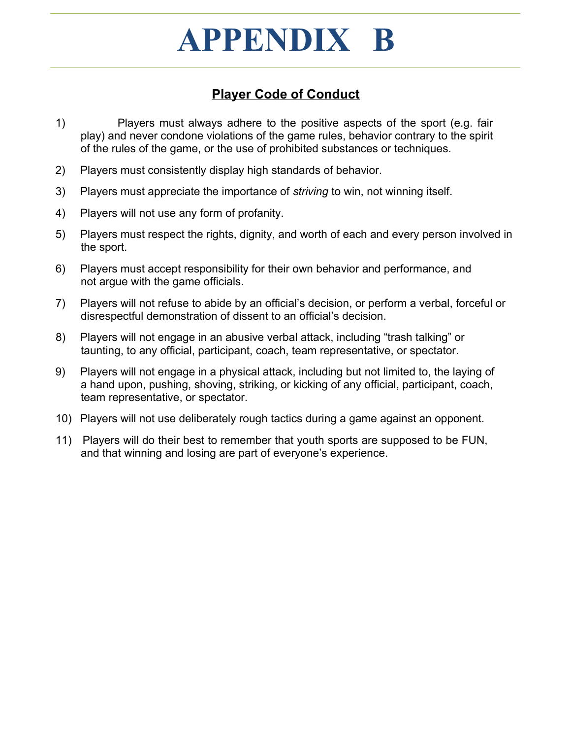# APPENDIX B

## Player Code of Conduct

1) Players must always adhere to the positive aspects of the sport (e.g. fair play) and never condone violations of the game rules, behavior contrary to the spirit of the rules of the game, or the use of prohibited substances or techniques.
2) Players must consistently display high standards of behavior.
3) Players must appreciate the importance of *striving* to win, not winning itself.
4) Players will not use any form of profanity.
5) Players must respect the rights, dignity, and worth of each and every person involved in the sport.
6) Players must accept responsibility for their own behavior and performance, and not argue with the game officials.
7) Players will not refuse to abide by an official's decision, or perform a verbal, forceful or disrespectful demonstration of dissent to an official's decision.
8) Players will not engage in an abusive verbal attack, including "trash talking" or taunting, to any official, participant, coach, team representative, or spectator.
9) Players will not engage in a physical attack, including but not limited to, the laying of a hand upon, pushing, shoving, striking, or kicking of any official, participant, coach, team representative, or spectator.
10) Players will not use deliberately rough tactics during a game against an opponent.
11) Players will do their best to remember that youth sports are supposed to be FUN, and that winning and losing are part of everyone's experience.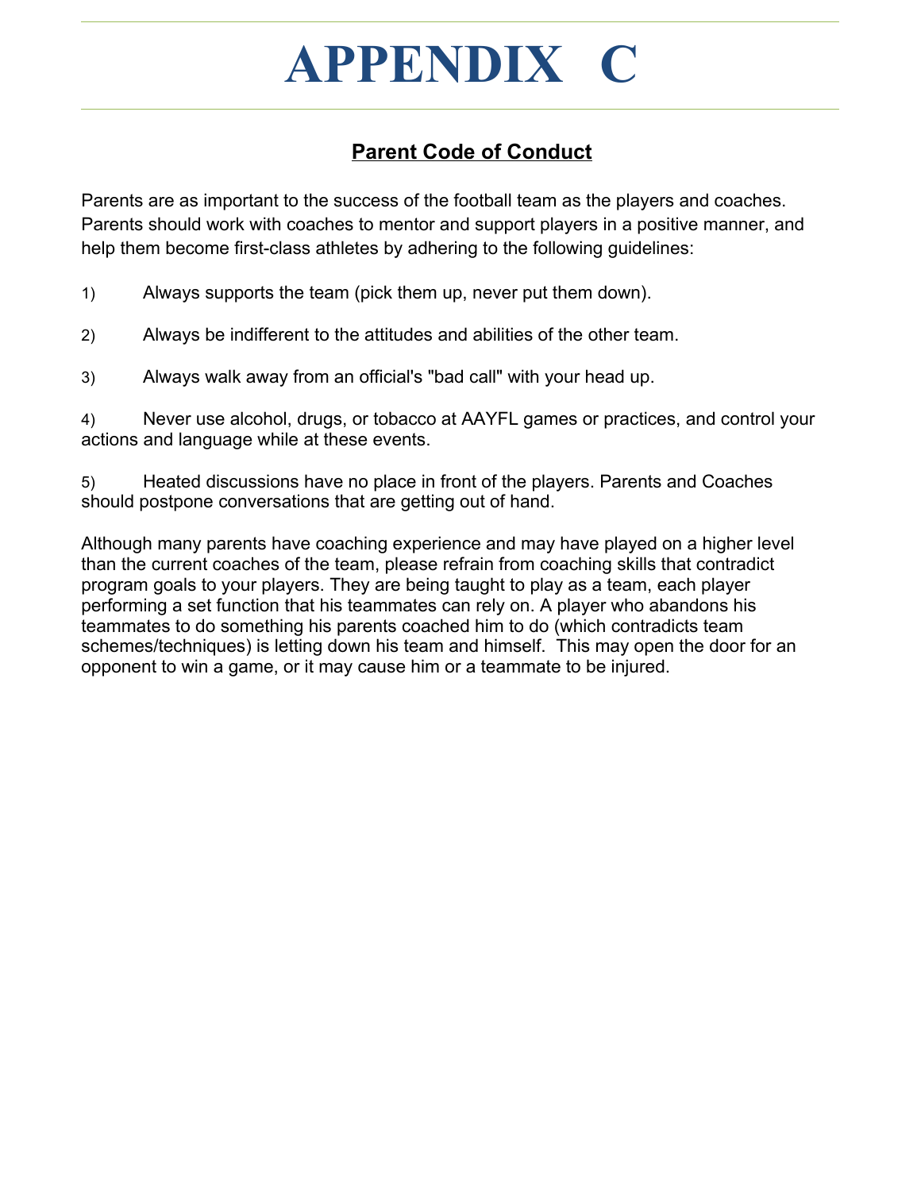# APPENDIX C

## Parent Code of Conduct

Parents are as important to the success of the football team as the players and coaches. Parents should work with coaches to mentor and support players in a positive manner, and help them become first-class athletes by adhering to the following guidelines:

1) Always supports the team (pick them up, never put them down).

2) Always be indifferent to the attitudes and abilities of the other team.

3) Always walk away from an official's "bad call" with your head up.

4) Never use alcohol, drugs, or tobacco at AAYFL games or practices, and control your actions and language while at these events.

5) Heated discussions have no place in front of the players. Parents and Coaches should postpone conversations that are getting out of hand.

Although many parents have coaching experience and may have played on a higher level than the current coaches of the team, please refrain from coaching skills that contradict program goals to your players. They are being taught to play as a team, each player performing a set function that his teammates can rely on. A player who abandons his teammates to do something his parents coached him to do (which contradicts team schemes/techniques) is letting down his team and himself. This may open the door for an opponent to win a game, or it may cause him or a teammate to be injured.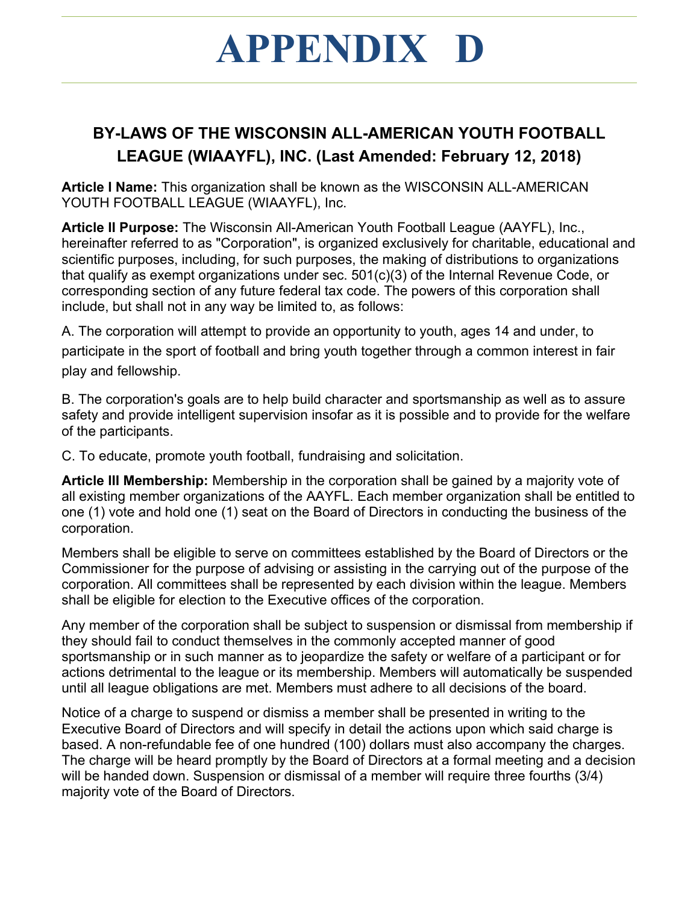# APPENDIX D

## BY-LAWS OF THE WISCONSIN ALL-AMERICAN YOUTH FOOTBALL LEAGUE (WIAAYFL), INC. (Last Amended: February 12, 2018)

**Article I Name:** This organization shall be known as the WISCONSIN ALL-AMERICAN YOUTH FOOTBALL LEAGUE (WIAAYFL), Inc.

**Article II Purpose:** The Wisconsin All-American Youth Football League (AAYFL), Inc., hereinafter referred to as "Corporation", is organized exclusively for charitable, educational and scientific purposes, including, for such purposes, the making of distributions to organizations that qualify as exempt organizations under sec. 501(c)(3) of the Internal Revenue Code, or corresponding section of any future federal tax code. The powers of this corporation shall include, but shall not in any way be limited to, as follows:

A. The corporation will attempt to provide an opportunity to youth, ages 14 and under, to participate in the sport of football and bring youth together through a common interest in fair play and fellowship.

B. The corporation's goals are to help build character and sportsmanship as well as to assure safety and provide intelligent supervision insofar as it is possible and to provide for the welfare of the participants.

C. To educate, promote youth football, fundraising and solicitation.

**Article III Membership:** Membership in the corporation shall be gained by a majority vote of all existing member organizations of the AAYFL. Each member organization shall be entitled to one (1) vote and hold one (1) seat on the Board of Directors in conducting the business of the corporation.

Members shall be eligible to serve on committees established by the Board of Directors or the Commissioner for the purpose of advising or assisting in the carrying out of the purpose of the corporation. All committees shall be represented by each division within the league. Members shall be eligible for election to the Executive offices of the corporation.

Any member of the corporation shall be subject to suspension or dismissal from membership if they should fail to conduct themselves in the commonly accepted manner of good sportsmanship or in such manner as to jeopardize the safety or welfare of a participant or for actions detrimental to the league or its membership. Members will automatically be suspended until all league obligations are met. Members must adhere to all decisions of the board.

Notice of a charge to suspend or dismiss a member shall be presented in writing to the Executive Board of Directors and will specify in detail the actions upon which said charge is based. A non-refundable fee of one hundred (100) dollars must also accompany the charges. The charge will be heard promptly by the Board of Directors at a formal meeting and a decision will be handed down. Suspension or dismissal of a member will require three fourths (3/4) majority vote of the Board of Directors.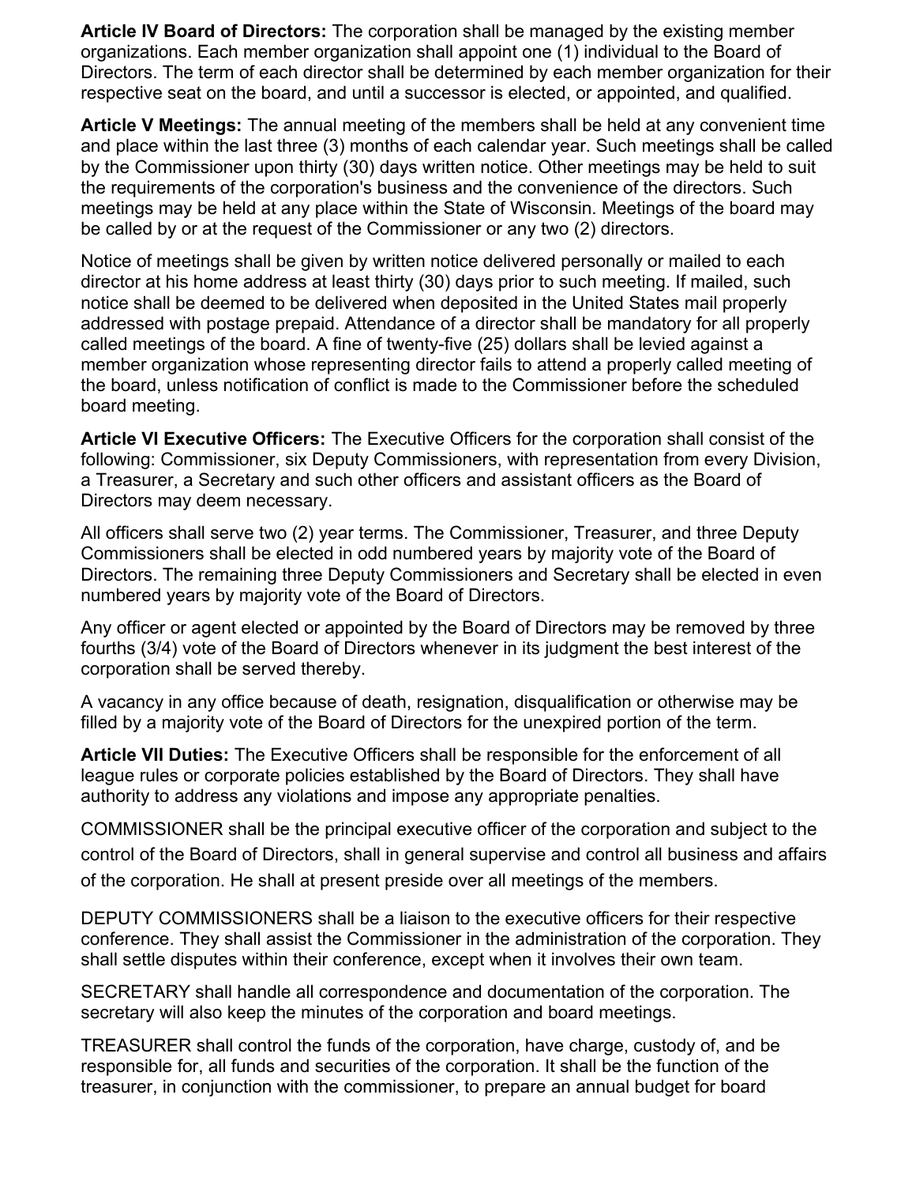**Article IV Board of Directors:** The corporation shall be managed by the existing member organizations. Each member organization shall appoint one (1) individual to the Board of Directors. The term of each director shall be determined by each member organization for their respective seat on the board, and until a successor is elected, or appointed, and qualified.

**Article V Meetings:** The annual meeting of the members shall be held at any convenient time and place within the last three (3) months of each calendar year. Such meetings shall be called by the Commissioner upon thirty (30) days written notice. Other meetings may be held to suit the requirements of the corporation's business and the convenience of the directors. Such meetings may be held at any place within the State of Wisconsin. Meetings of the board may be called by or at the request of the Commissioner or any two (2) directors.

Notice of meetings shall be given by written notice delivered personally or mailed to each director at his home address at least thirty (30) days prior to such meeting. If mailed, such notice shall be deemed to be delivered when deposited in the United States mail properly addressed with postage prepaid. Attendance of a director shall be mandatory for all properly called meetings of the board. A fine of twenty-five (25) dollars shall be levied against a member organization whose representing director fails to attend a properly called meeting of the board, unless notification of conflict is made to the Commissioner before the scheduled board meeting.

**Article VI Executive Officers:** The Executive Officers for the corporation shall consist of the following: Commissioner, six Deputy Commissioners, with representation from every Division, a Treasurer, a Secretary and such other officers and assistant officers as the Board of Directors may deem necessary.

All officers shall serve two (2) year terms. The Commissioner, Treasurer, and three Deputy Commissioners shall be elected in odd numbered years by majority vote of the Board of Directors. The remaining three Deputy Commissioners and Secretary shall be elected in even numbered years by majority vote of the Board of Directors.

Any officer or agent elected or appointed by the Board of Directors may be removed by three fourths (3/4) vote of the Board of Directors whenever in its judgment the best interest of the corporation shall be served thereby.

A vacancy in any office because of death, resignation, disqualification or otherwise may be filled by a majority vote of the Board of Directors for the unexpired portion of the term.

**Article VII Duties:** The Executive Officers shall be responsible for the enforcement of all league rules or corporate policies established by the Board of Directors. They shall have authority to address any violations and impose any appropriate penalties.

COMMISSIONER shall be the principal executive officer of the corporation and subject to the control of the Board of Directors, shall in general supervise and control all business and affairs of the corporation. He shall at present preside over all meetings of the members.

DEPUTY COMMISSIONERS shall be a liaison to the executive officers for their respective conference. They shall assist the Commissioner in the administration of the corporation. They shall settle disputes within their conference, except when it involves their own team.

SECRETARY shall handle all correspondence and documentation of the corporation. The secretary will also keep the minutes of the corporation and board meetings.

TREASURER shall control the funds of the corporation, have charge, custody of, and be responsible for, all funds and securities of the corporation. It shall be the function of the treasurer, in conjunction with the commissioner, to prepare an annual budget for board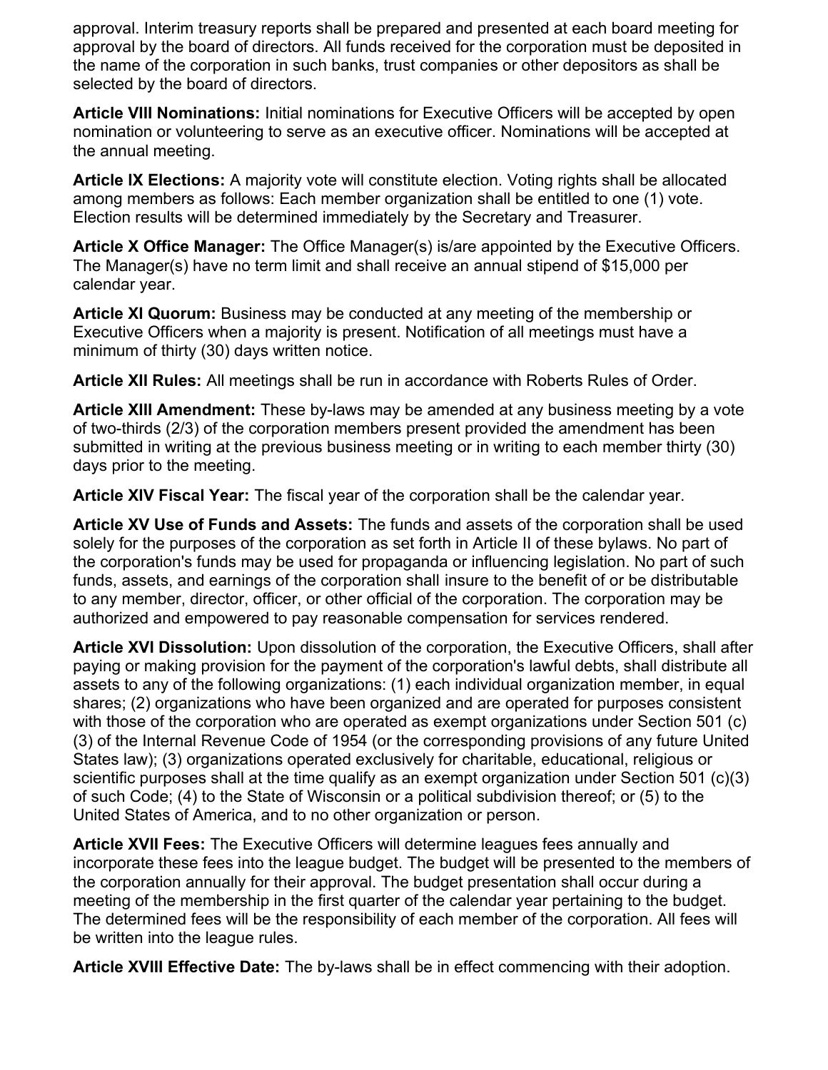approval. Interim treasury reports shall be prepared and presented at each board meeting for approval by the board of directors. All funds received for the corporation must be deposited in the name of the corporation in such banks, trust companies or other depositors as shall be selected by the board of directors.

**Article VIII Nominations:** Initial nominations for Executive Officers will be accepted by open nomination or volunteering to serve as an executive officer. Nominations will be accepted at the annual meeting.

**Article IX Elections:** A majority vote will constitute election. Voting rights shall be allocated among members as follows: Each member organization shall be entitled to one (1) vote. Election results will be determined immediately by the Secretary and Treasurer.

**Article X Office Manager:** The Office Manager(s) is/are appointed by the Executive Officers. The Manager(s) have no term limit and shall receive an annual stipend of $15,000 per calendar year.

**Article XI Quorum:** Business may be conducted at any meeting of the membership or Executive Officers when a majority is present. Notification of all meetings must have a minimum of thirty (30) days written notice.

**Article XII Rules:** All meetings shall be run in accordance with Roberts Rules of Order.

**Article XIII Amendment:** These by-laws may be amended at any business meeting by a vote of two-thirds (2/3) of the corporation members present provided the amendment has been submitted in writing at the previous business meeting or in writing to each member thirty (30) days prior to the meeting.

**Article XIV Fiscal Year:** The fiscal year of the corporation shall be the calendar year.

**Article XV Use of Funds and Assets:** The funds and assets of the corporation shall be used solely for the purposes of the corporation as set forth in Article II of these bylaws. No part of the corporation's funds may be used for propaganda or influencing legislation. No part of such funds, assets, and earnings of the corporation shall insure to the benefit of or be distributable to any member, director, officer, or other official of the corporation. The corporation may be authorized and empowered to pay reasonable compensation for services rendered.

**Article XVI Dissolution:** Upon dissolution of the corporation, the Executive Officers, shall after paying or making provision for the payment of the corporation's lawful debts, shall distribute all assets to any of the following organizations: (1) each individual organization member, in equal shares; (2) organizations who have been organized and are operated for purposes consistent with those of the corporation who are operated as exempt organizations under Section 501 (c)(3) of the Internal Revenue Code of 1954 (or the corresponding provisions of any future United States law); (3) organizations operated exclusively for charitable, educational, religious or scientific purposes shall at the time qualify as an exempt organization under Section 501 (c)(3) of such Code; (4) to the State of Wisconsin or a political subdivision thereof; or (5) to the United States of America, and to no other organization or person.

**Article XVII Fees:** The Executive Officers will determine leagues fees annually and incorporate these fees into the league budget. The budget will be presented to the members of the corporation annually for their approval. The budget presentation shall occur during a meeting of the membership in the first quarter of the calendar year pertaining to the budget. The determined fees will be the responsibility of each member of the corporation. All fees will be written into the league rules.

**Article XVIII Effective Date:** The by-laws shall be in effect commencing with their adoption.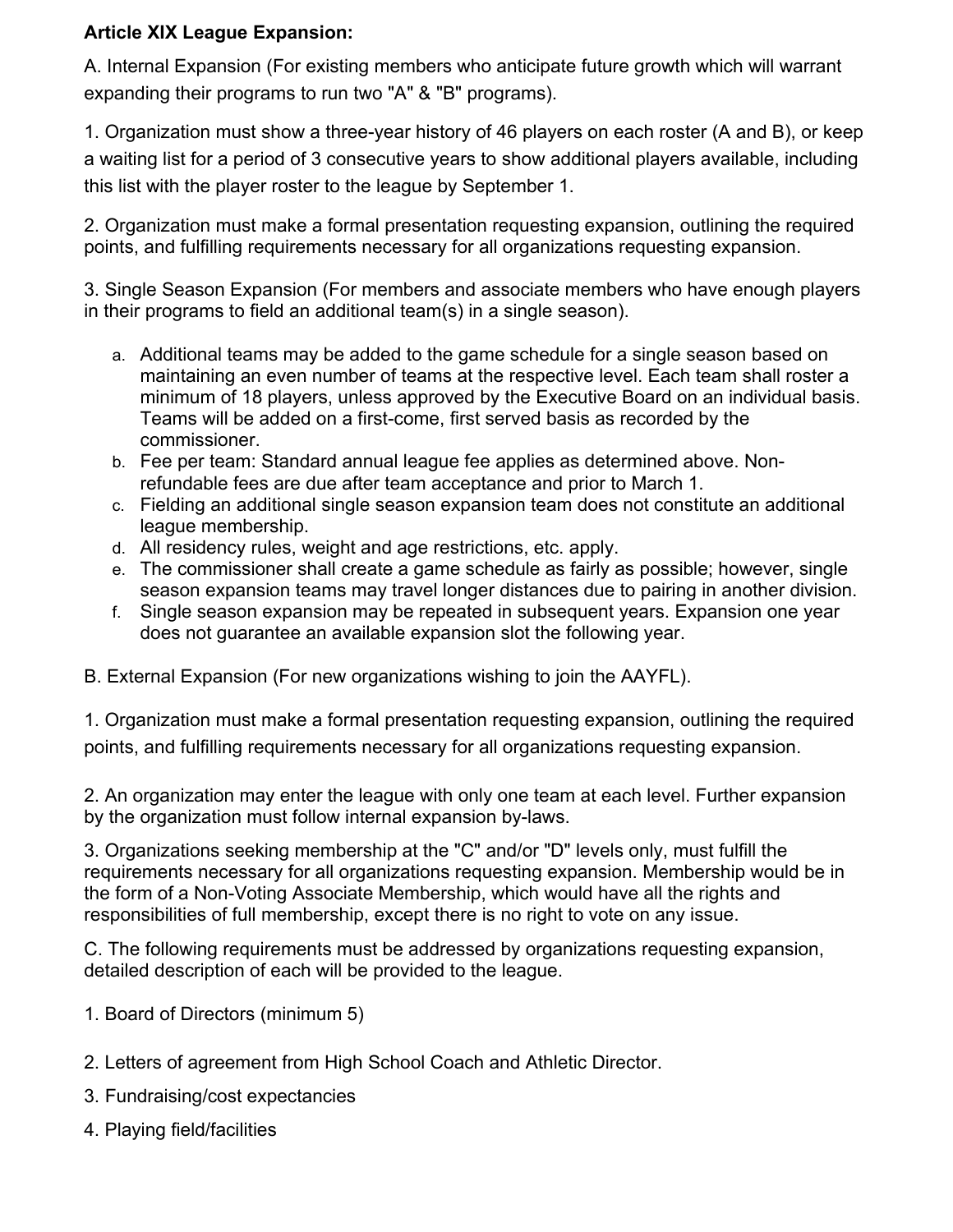**Article XIX League Expansion:**

A. Internal Expansion (For existing members who anticipate future growth which will warrant expanding their programs to run two "A" & "B" programs).

1. Organization must show a three-year history of 46 players on each roster (A and B), or keep a waiting list for a period of 3 consecutive years to show additional players available, including this list with the player roster to the league by September 1.

2. Organization must make a formal presentation requesting expansion, outlining the required points, and fulfilling requirements necessary for all organizations requesting expansion.

3. Single Season Expansion (For members and associate members who have enough players in their programs to field an additional team(s) in a single season).

   a. Additional teams may be added to the game schedule for a single season based on maintaining an even number of teams at the respective level. Each team shall roster a minimum of 18 players, unless approved by the Executive Board on an individual basis. Teams will be added on a first-come, first served basis as recorded by the commissioner.
   b. Fee per team: Standard annual league fee applies as determined above. Non-refundable fees are due after team acceptance and prior to March 1.
   c. Fielding an additional single season expansion team does not constitute an additional league membership.
   d. All residency rules, weight and age restrictions, etc. apply.
   e. The commissioner shall create a game schedule as fairly as possible; however, single season expansion teams may travel longer distances due to pairing in another division.
   f. Single season expansion may be repeated in subsequent years. Expansion one year does not guarantee an available expansion slot the following year.

B. External Expansion (For new organizations wishing to join the AAYFL).

1. Organization must make a formal presentation requesting expansion, outlining the required points, and fulfilling requirements necessary for all organizations requesting expansion.

2. An organization may enter the league with only one team at each level. Further expansion by the organization must follow internal expansion by-laws.

3. Organizations seeking membership at the "C" and/or "D" levels only, must fulfill the requirements necessary for all organizations requesting expansion. Membership would be in the form of a Non-Voting Associate Membership, which would have all the rights and responsibilities of full membership, except there is no right to vote on any issue.

C. The following requirements must be addressed by organizations requesting expansion, detailed description of each will be provided to the league.

1. Board of Directors (minimum 5)

2. Letters of agreement from High School Coach and Athletic Director.

3. Fundraising/cost expectancies

4. Playing field/facilities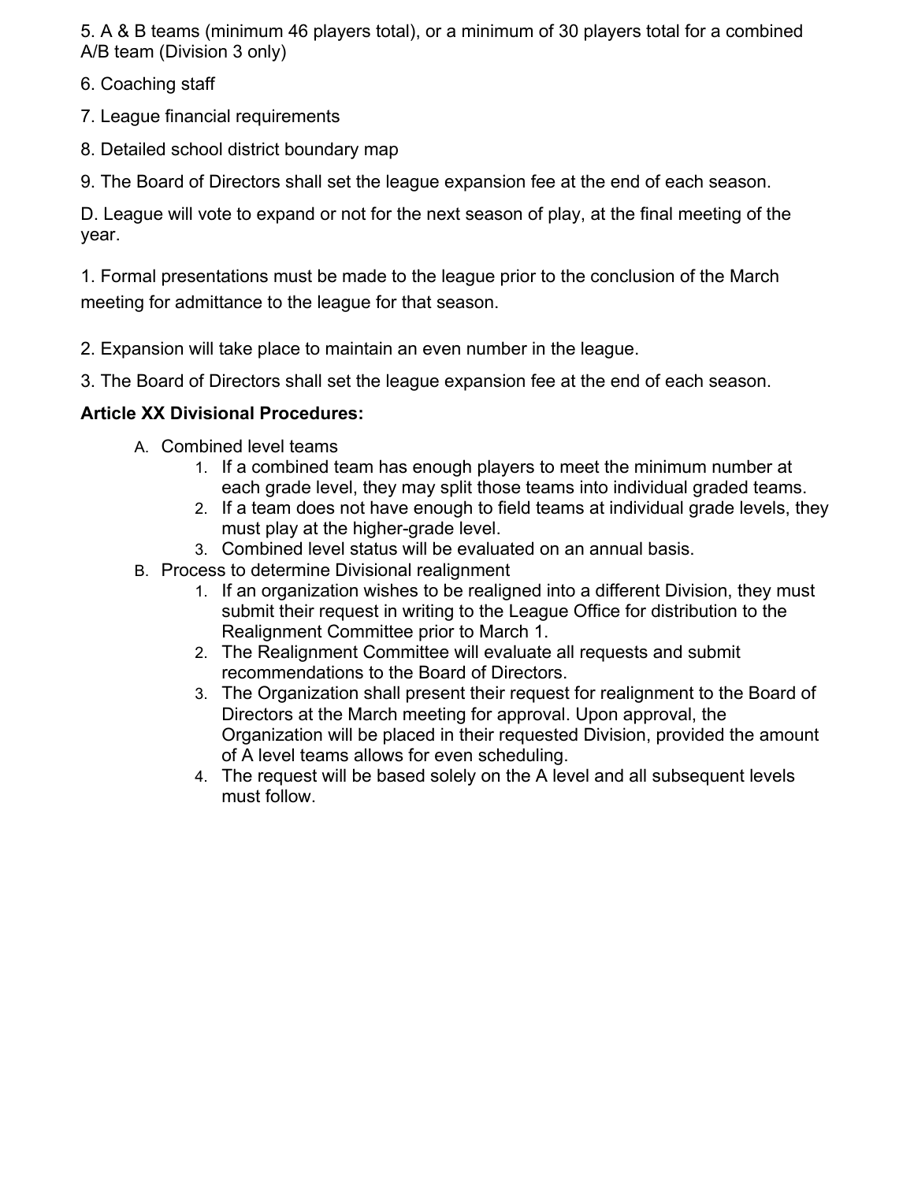5. A & B teams (minimum 46 players total), or a minimum of 30 players total for a combined A/B team (Division 3 only)

6. Coaching staff

7. League financial requirements

8. Detailed school district boundary map

9. The Board of Directors shall set the league expansion fee at the end of each season.

D. League will vote to expand or not for the next season of play, at the final meeting of the year.

1. Formal presentations must be made to the league prior to the conclusion of the March meeting for admittance to the league for that season.

2. Expansion will take place to maintain an even number in the league.

3. The Board of Directors shall set the league expansion fee at the end of each season.

**Article XX Divisional Procedures:**

A. Combined level teams
   1. If a combined team has enough players to meet the minimum number at each grade level, they may split those teams into individual graded teams.
   2. If a team does not have enough to field teams at individual grade levels, they must play at the higher-grade level.
   3. Combined level status will be evaluated on an annual basis.

B. Process to determine Divisional realignment
   1. If an organization wishes to be realigned into a different Division, they must submit their request in writing to the League Office for distribution to the Realignment Committee prior to March 1.
   2. The Realignment Committee will evaluate all requests and submit recommendations to the Board of Directors.
   3. The Organization shall present their request for realignment to the Board of Directors at the March meeting for approval. Upon approval, the Organization will be placed in their requested Division, provided the amount of A level teams allows for even scheduling.
   4. The request will be based solely on the A level and all subsequent levels must follow.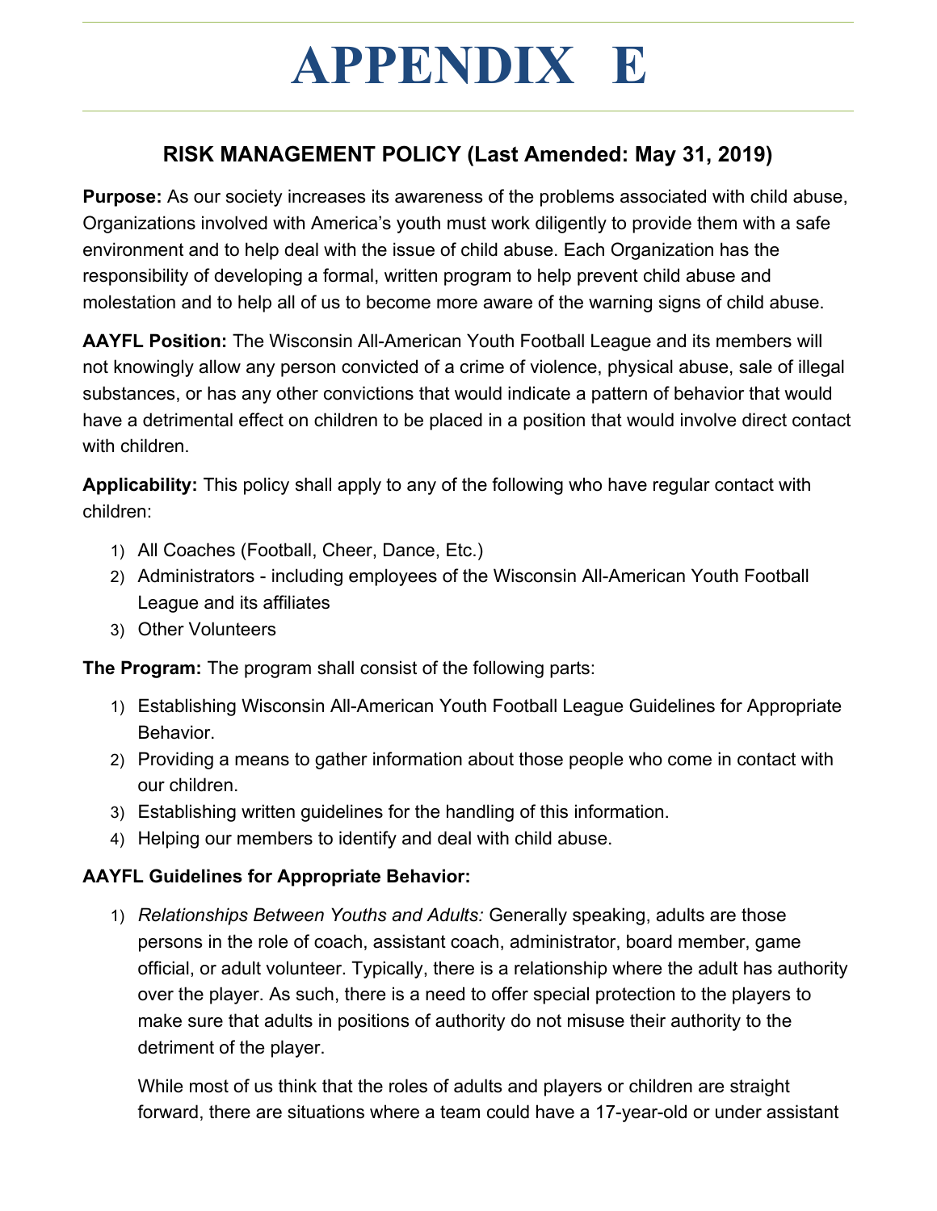# APPENDIX E

## RISK MANAGEMENT POLICY (Last Amended: May 31, 2019)

**Purpose:** As our society increases its awareness of the problems associated with child abuse, Organizations involved with America's youth must work diligently to provide them with a safe environment and to help deal with the issue of child abuse. Each Organization has the responsibility of developing a formal, written program to help prevent child abuse and molestation and to help all of us to become more aware of the warning signs of child abuse.

**AAYFL Position:** The Wisconsin All-American Youth Football League and its members will not knowingly allow any person convicted of a crime of violence, physical abuse, sale of illegal substances, or has any other convictions that would indicate a pattern of behavior that would have a detrimental effect on children to be placed in a position that would involve direct contact with children.

**Applicability:** This policy shall apply to any of the following who have regular contact with children:

1) All Coaches (Football, Cheer, Dance, Etc.)
2) Administrators - including employees of the Wisconsin All-American Youth Football League and its affiliates
3) Other Volunteers

**The Program:** The program shall consist of the following parts:

1) Establishing Wisconsin All-American Youth Football League Guidelines for Appropriate Behavior.
2) Providing a means to gather information about those people who come in contact with our children.
3) Establishing written guidelines for the handling of this information.
4) Helping our members to identify and deal with child abuse.

**AAYFL Guidelines for Appropriate Behavior:**

1) *Relationships Between Youths and Adults:* Generally speaking, adults are those persons in the role of coach, assistant coach, administrator, board member, game official, or adult volunteer. Typically, there is a relationship where the adult has authority over the player. As such, there is a need to offer special protection to the players to make sure that adults in positions of authority do not misuse their authority to the detriment of the player.

   While most of us think that the roles of adults and players or children are straight forward, there are situations where a team could have a 17-year-old or under assistant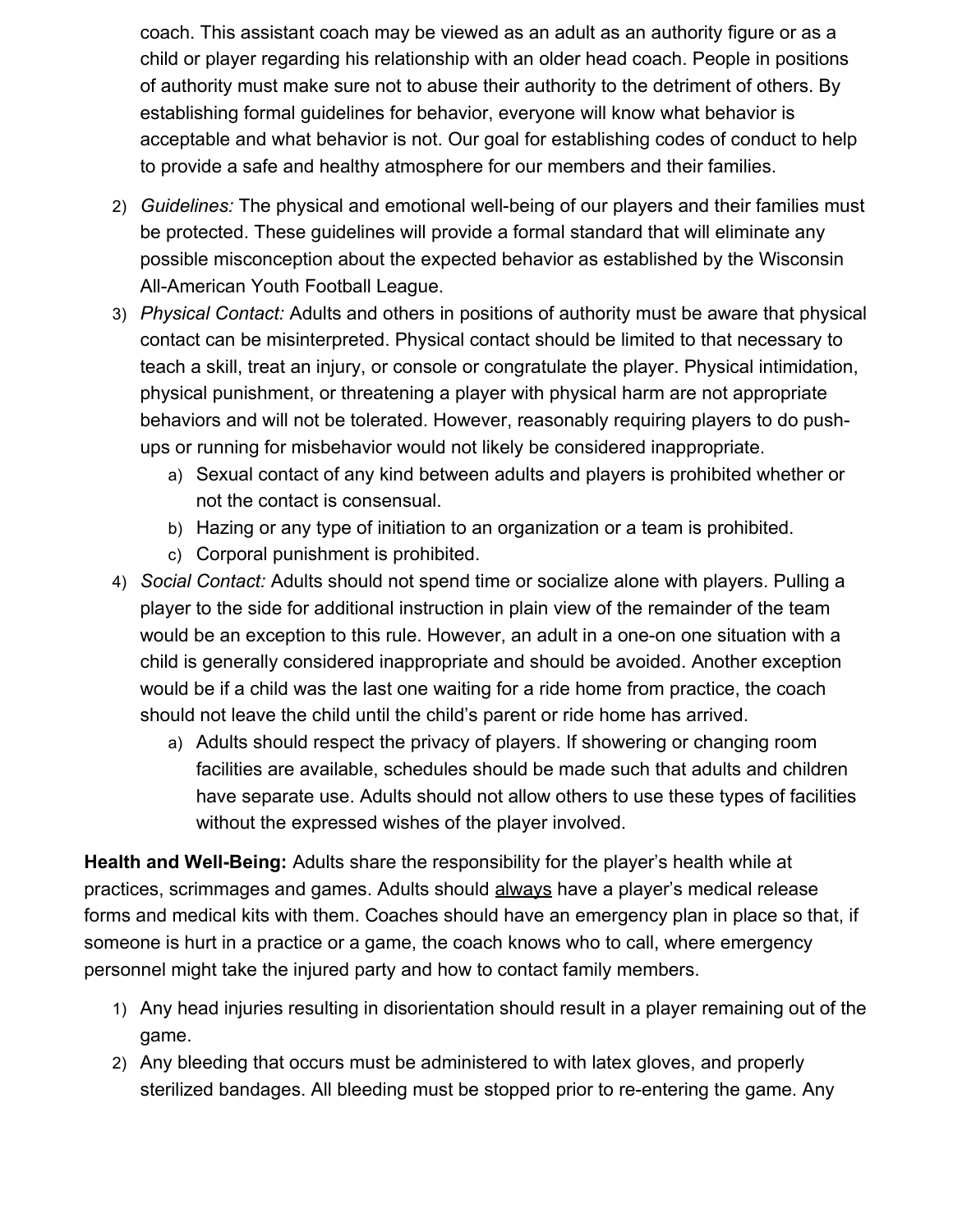coach. This assistant coach may be viewed as an adult as an authority figure or as a child or player regarding his relationship with an older head coach. People in positions of authority must make sure not to abuse their authority to the detriment of others. By establishing formal guidelines for behavior, everyone will know what behavior is acceptable and what behavior is not. Our goal for establishing codes of conduct to help to provide a safe and healthy atmosphere for our members and their families.

2) *Guidelines:* The physical and emotional well-being of our players and their families must be protected. These guidelines will provide a formal standard that will eliminate any possible misconception about the expected behavior as established by the Wisconsin All-American Youth Football League.
3) *Physical Contact:* Adults and others in positions of authority must be aware that physical contact can be misinterpreted. Physical contact should be limited to that necessary to teach a skill, treat an injury, or console or congratulate the player. Physical intimidation, physical punishment, or threatening a player with physical harm are not appropriate behaviors and will not be tolerated. However, reasonably requiring players to do push-ups or running for misbehavior would not likely be considered inappropriate.
   a) Sexual contact of any kind between adults and players is prohibited whether or not the contact is consensual.
   b) Hazing or any type of initiation to an organization or a team is prohibited.
   c) Corporal punishment is prohibited.
4) *Social Contact:* Adults should not spend time or socialize alone with players. Pulling a player to the side for additional instruction in plain view of the remainder of the team would be an exception to this rule. However, an adult in a one-on one situation with a child is generally considered inappropriate and should be avoided. Another exception would be if a child was the last one waiting for a ride home from practice, the coach should not leave the child until the child's parent or ride home has arrived.
   a) Adults should respect the privacy of players. If showering or changing room facilities are available, schedules should be made such that adults and children have separate use. Adults should not allow others to use these types of facilities without the expressed wishes of the player involved.

**Health and Well-Being:** Adults share the responsibility for the player's health while at practices, scrimmages and games. Adults should <u>always</u> have a player's medical release forms and medical kits with them. Coaches should have an emergency plan in place so that, if someone is hurt in a practice or a game, the coach knows who to call, where emergency personnel might take the injured party and how to contact family members.

1) Any head injuries resulting in disorientation should result in a player remaining out of the game.
2) Any bleeding that occurs must be administered to with latex gloves, and properly sterilized bandages. All bleeding must be stopped prior to re-entering the game. Any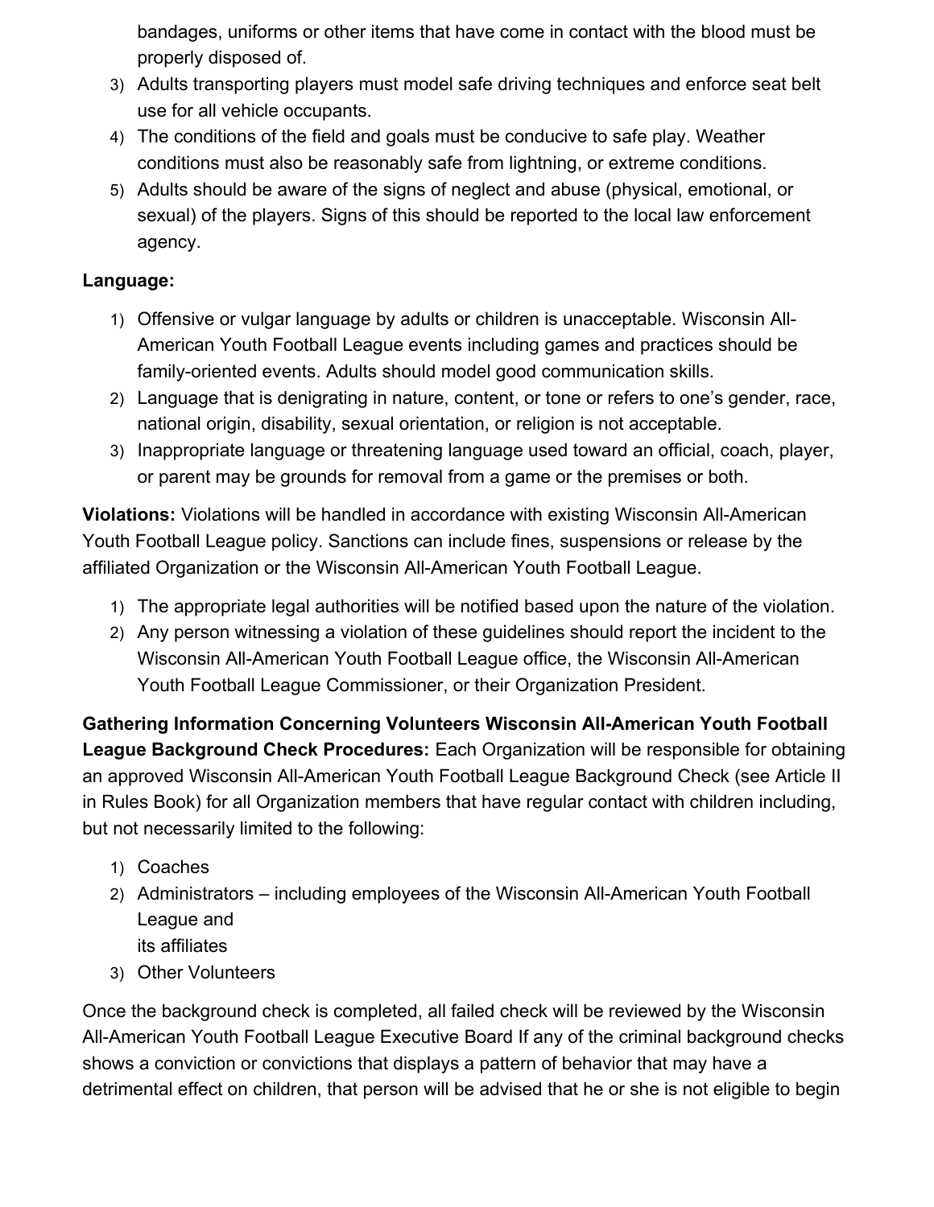bandages, uniforms or other items that have come in contact with the blood must be properly disposed of.

3) Adults transporting players must model safe driving techniques and enforce seat belt use for all vehicle occupants.
4) The conditions of the field and goals must be conducive to safe play. Weather conditions must also be reasonably safe from lightning, or extreme conditions.
5) Adults should be aware of the signs of neglect and abuse (physical, emotional, or sexual) of the players. Signs of this should be reported to the local law enforcement agency.

**Language:**

1) Offensive or vulgar language by adults or children is unacceptable. Wisconsin All-American Youth Football League events including games and practices should be family-oriented events. Adults should model good communication skills.
2) Language that is denigrating in nature, content, or tone or refers to one's gender, race, national origin, disability, sexual orientation, or religion is not acceptable.
3) Inappropriate language or threatening language used toward an official, coach, player, or parent may be grounds for removal from a game or the premises or both.

**Violations:** Violations will be handled in accordance with existing Wisconsin All-American Youth Football League policy. Sanctions can include fines, suspensions or release by the affiliated Organization or the Wisconsin All-American Youth Football League.

1) The appropriate legal authorities will be notified based upon the nature of the violation.
2) Any person witnessing a violation of these guidelines should report the incident to the Wisconsin All-American Youth Football League office, the Wisconsin All-American Youth Football League Commissioner, or their Organization President.

**Gathering Information Concerning Volunteers Wisconsin All-American Youth Football League Background Check Procedures:** Each Organization will be responsible for obtaining an approved Wisconsin All-American Youth Football League Background Check (see Article II in Rules Book) for all Organization members that have regular contact with children including, but not necessarily limited to the following:

1) Coaches
2) Administrators – including employees of the Wisconsin All-American Youth Football League and
   its affiliates
3) Other Volunteers

Once the background check is completed, all failed check will be reviewed by the Wisconsin All-American Youth Football League Executive Board If any of the criminal background checks shows a conviction or convictions that displays a pattern of behavior that may have a detrimental effect on children, that person will be advised that he or she is not eligible to begin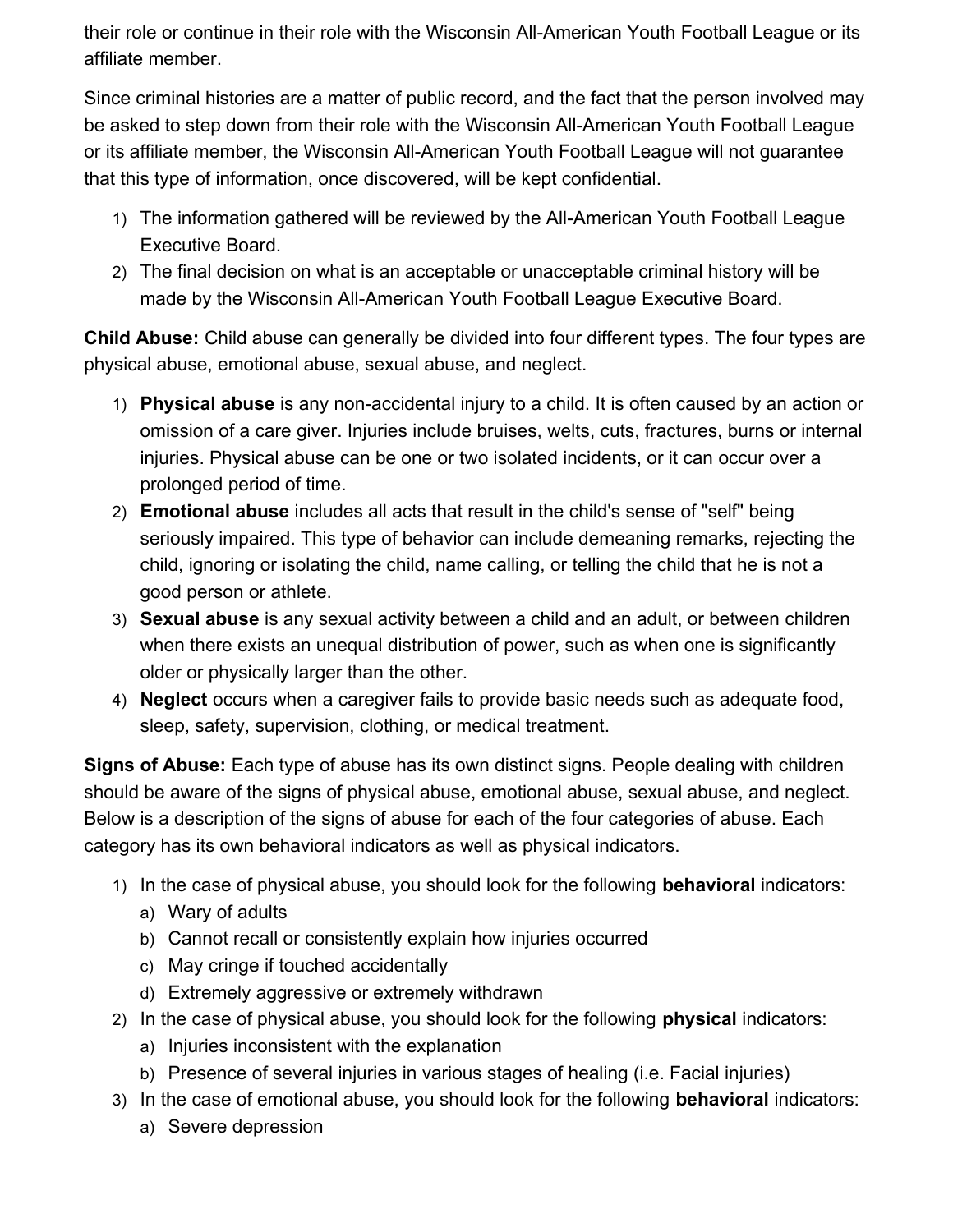their role or continue in their role with the Wisconsin All-American Youth Football League or its affiliate member.

Since criminal histories are a matter of public record, and the fact that the person involved may be asked to step down from their role with the Wisconsin All-American Youth Football League or its affiliate member, the Wisconsin All-American Youth Football League will not guarantee that this type of information, once discovered, will be kept confidential.

1) The information gathered will be reviewed by the All-American Youth Football League Executive Board.
2) The final decision on what is an acceptable or unacceptable criminal history will be made by the Wisconsin All-American Youth Football League Executive Board.

**Child Abuse:** Child abuse can generally be divided into four different types. The four types are physical abuse, emotional abuse, sexual abuse, and neglect.

1) **Physical abuse** is any non-accidental injury to a child. It is often caused by an action or omission of a care giver. Injuries include bruises, welts, cuts, fractures, burns or internal injuries. Physical abuse can be one or two isolated incidents, or it can occur over a prolonged period of time.
2) **Emotional abuse** includes all acts that result in the child's sense of "self" being seriously impaired. This type of behavior can include demeaning remarks, rejecting the child, ignoring or isolating the child, name calling, or telling the child that he is not a good person or athlete.
3) **Sexual abuse** is any sexual activity between a child and an adult, or between children when there exists an unequal distribution of power, such as when one is significantly older or physically larger than the other.
4) **Neglect** occurs when a caregiver fails to provide basic needs such as adequate food, sleep, safety, supervision, clothing, or medical treatment.

**Signs of Abuse:** Each type of abuse has its own distinct signs. People dealing with children should be aware of the signs of physical abuse, emotional abuse, sexual abuse, and neglect. Below is a description of the signs of abuse for each of the four categories of abuse. Each category has its own behavioral indicators as well as physical indicators.

1) In the case of physical abuse, you should look for the following **behavioral** indicators:
   a) Wary of adults
   b) Cannot recall or consistently explain how injuries occurred
   c) May cringe if touched accidentally
   d) Extremely aggressive or extremely withdrawn
2) In the case of physical abuse, you should look for the following **physical** indicators:
   a) Injuries inconsistent with the explanation
   b) Presence of several injuries in various stages of healing (i.e. Facial injuries)
3) In the case of emotional abuse, you should look for the following **behavioral** indicators:
   a) Severe depression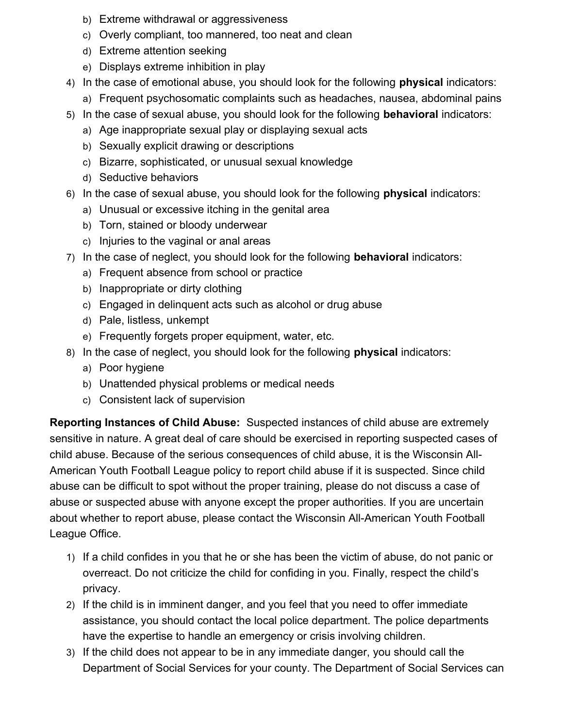b) Extreme withdrawal or aggressiveness
   c) Overly compliant, too mannered, too neat and clean
   d) Extreme attention seeking
   e) Displays extreme inhibition in play
4) In the case of emotional abuse, you should look for the following **physical** indicators:
   a) Frequent psychosomatic complaints such as headaches, nausea, abdominal pains
5) In the case of sexual abuse, you should look for the following **behavioral** indicators:
   a) Age inappropriate sexual play or displaying sexual acts
   b) Sexually explicit drawing or descriptions
   c) Bizarre, sophisticated, or unusual sexual knowledge
   d) Seductive behaviors
6) In the case of sexual abuse, you should look for the following **physical** indicators:
   a) Unusual or excessive itching in the genital area
   b) Torn, stained or bloody underwear
   c) Injuries to the vaginal or anal areas
7) In the case of neglect, you should look for the following **behavioral** indicators:
   a) Frequent absence from school or practice
   b) Inappropriate or dirty clothing
   c) Engaged in delinquent acts such as alcohol or drug abuse
   d) Pale, listless, unkempt
   e) Frequently forgets proper equipment, water, etc.
8) In the case of neglect, you should look for the following **physical** indicators:
   a) Poor hygiene
   b) Unattended physical problems or medical needs
   c) Consistent lack of supervision

**Reporting Instances of Child Abuse:** Suspected instances of child abuse are extremely sensitive in nature. A great deal of care should be exercised in reporting suspected cases of child abuse. Because of the serious consequences of child abuse, it is the Wisconsin All-American Youth Football League policy to report child abuse if it is suspected. Since child abuse can be difficult to spot without the proper training, please do not discuss a case of abuse or suspected abuse with anyone except the proper authorities. If you are uncertain about whether to report abuse, please contact the Wisconsin All-American Youth Football League Office.

1) If a child confides in you that he or she has been the victim of abuse, do not panic or overreact. Do not criticize the child for confiding in you. Finally, respect the child's privacy.
2) If the child is in imminent danger, and you feel that you need to offer immediate assistance, you should contact the local police department. The police departments have the expertise to handle an emergency or crisis involving children.
3) If the child does not appear to be in any immediate danger, you should call the Department of Social Services for your county. The Department of Social Services can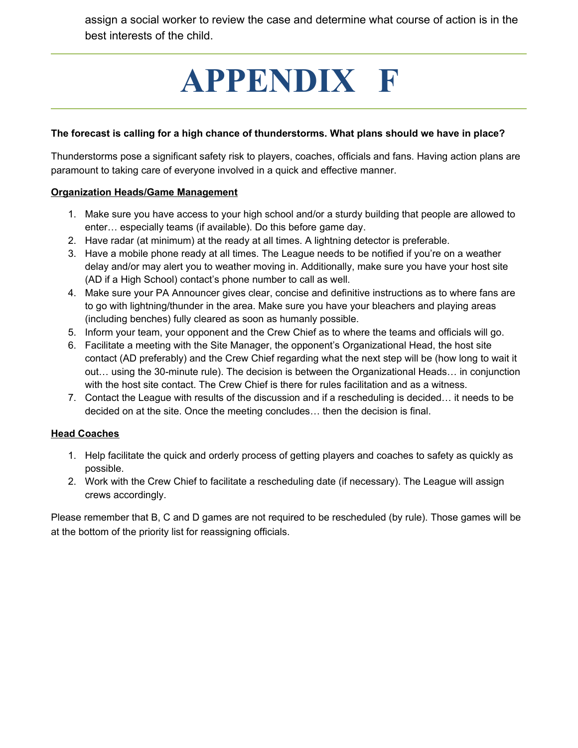assign a social worker to review the case and determine what course of action is in the best interests of the child.

# APPENDIX F

**The forecast is calling for a high chance of thunderstorms. What plans should we have in place?**

Thunderstorms pose a significant safety risk to players, coaches, officials and fans. Having action plans are paramount to taking care of everyone involved in a quick and effective manner.

**Organization Heads/Game Management**

1. Make sure you have access to your high school and/or a sturdy building that people are allowed to enter… especially teams (if available). Do this before game day.
2. Have radar (at minimum) at the ready at all times. A lightning detector is preferable.
3. Have a mobile phone ready at all times. The League needs to be notified if you're on a weather delay and/or may alert you to weather moving in. Additionally, make sure you have your host site (AD if a High School) contact's phone number to call as well.
4. Make sure your PA Announcer gives clear, concise and definitive instructions as to where fans are to go with lightning/thunder in the area. Make sure you have your bleachers and playing areas (including benches) fully cleared as soon as humanly possible.
5. Inform your team, your opponent and the Crew Chief as to where the teams and officials will go.
6. Facilitate a meeting with the Site Manager, the opponent's Organizational Head, the host site contact (AD preferably) and the Crew Chief regarding what the next step will be (how long to wait it out… using the 30-minute rule). The decision is between the Organizational Heads… in conjunction with the host site contact. The Crew Chief is there for rules facilitation and as a witness.
7. Contact the League with results of the discussion and if a rescheduling is decided… it needs to be decided on at the site. Once the meeting concludes… then the decision is final.

**Head Coaches**

1. Help facilitate the quick and orderly process of getting players and coaches to safety as quickly as possible.
2. Work with the Crew Chief to facilitate a rescheduling date (if necessary). The League will assign crews accordingly.

Please remember that B, C and D games are not required to be rescheduled (by rule). Those games will be at the bottom of the priority list for reassigning officials.